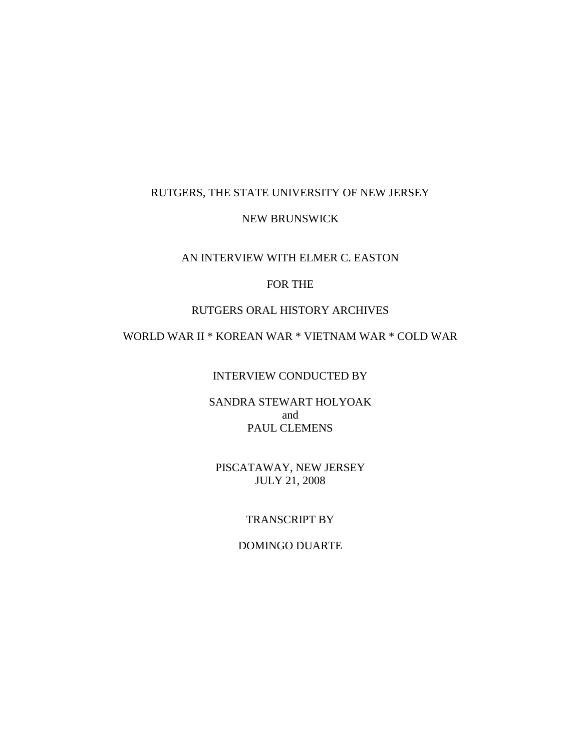RUTGERS, THE STATE UNIVERSITY OF NEW JERSEY

NEW BRUNSWICK

AN INTERVIEW WITH ELMER C. EASTON

FOR THE

RUTGERS ORAL HISTORY ARCHIVES

WORLD WAR II * KOREAN WAR * VIETNAM WAR * COLD WAR

INTERVIEW CONDUCTED BY

SANDRA STEWART HOLYOAK
and
PAUL CLEMENS

PISCATAWAY, NEW JERSEY
JULY 21, 2008

TRANSCRIPT BY

DOMINGO DUARTE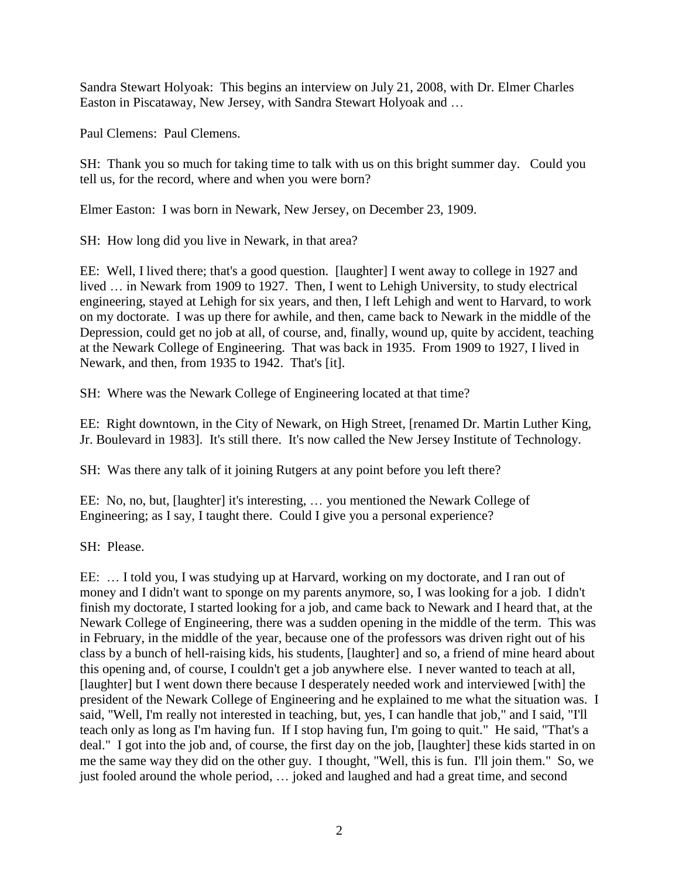Sandra Stewart Holyoak: This begins an interview on July 21, 2008, with Dr. Elmer Charles Easton in Piscataway, New Jersey, with Sandra Stewart Holyoak and …

Paul Clemens: Paul Clemens.

SH: Thank you so much for taking time to talk with us on this bright summer day. Could you tell us, for the record, where and when you were born?

Elmer Easton: I was born in Newark, New Jersey, on December 23, 1909.

SH: How long did you live in Newark, in that area?

EE: Well, I lived there; that's a good question. [laughter] I went away to college in 1927 and lived … in Newark from 1909 to 1927. Then, I went to Lehigh University, to study electrical engineering, stayed at Lehigh for six years, and then, I left Lehigh and went to Harvard, to work on my doctorate. I was up there for awhile, and then, came back to Newark in the middle of the Depression, could get no job at all, of course, and, finally, wound up, quite by accident, teaching at the Newark College of Engineering. That was back in 1935. From 1909 to 1927, I lived in Newark, and then, from 1935 to 1942. That's [it].

SH: Where was the Newark College of Engineering located at that time?

EE: Right downtown, in the City of Newark, on High Street, [renamed Dr. Martin Luther King, Jr. Boulevard in 1983]. It's still there. It's now called the New Jersey Institute of Technology.

SH: Was there any talk of it joining Rutgers at any point before you left there?

EE: No, no, but, [laughter] it's interesting, … you mentioned the Newark College of Engineering; as I say, I taught there. Could I give you a personal experience?

SH: Please.

EE: … I told you, I was studying up at Harvard, working on my doctorate, and I ran out of money and I didn't want to sponge on my parents anymore, so, I was looking for a job. I didn't finish my doctorate, I started looking for a job, and came back to Newark and I heard that, at the Newark College of Engineering, there was a sudden opening in the middle of the term. This was in February, in the middle of the year, because one of the professors was driven right out of his class by a bunch of hell-raising kids, his students, [laughter] and so, a friend of mine heard about this opening and, of course, I couldn't get a job anywhere else. I never wanted to teach at all, [laughter] but I went down there because I desperately needed work and interviewed [with] the president of the Newark College of Engineering and he explained to me what the situation was. I said, "Well, I'm really not interested in teaching, but, yes, I can handle that job," and I said, "I'll teach only as long as I'm having fun. If I stop having fun, I'm going to quit." He said, "That's a deal." I got into the job and, of course, the first day on the job, [laughter] these kids started in on me the same way they did on the other guy. I thought, "Well, this is fun. I'll join them." So, we just fooled around the whole period, … joked and laughed and had a great time, and second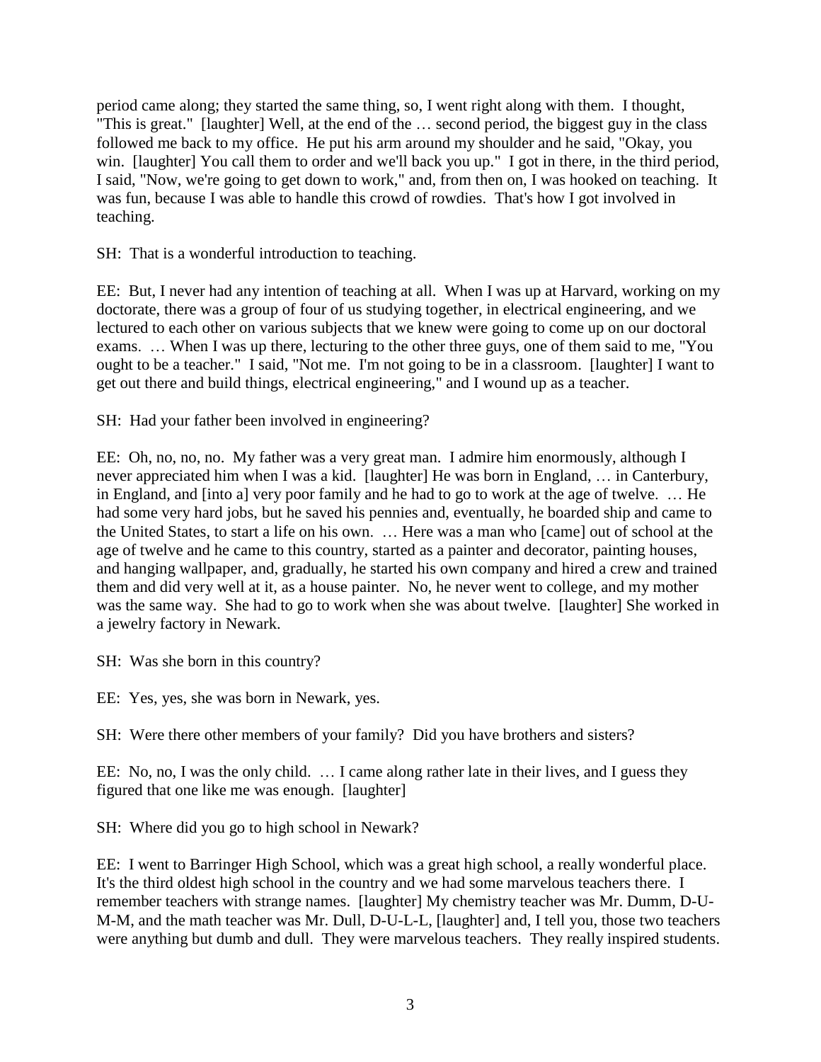period came along; they started the same thing, so, I went right along with them. I thought, "This is great." [laughter] Well, at the end of the … second period, the biggest guy in the class followed me back to my office. He put his arm around my shoulder and he said, "Okay, you win. [laughter] You call them to order and we'll back you up." I got in there, in the third period, I said, "Now, we're going to get down to work," and, from then on, I was hooked on teaching. It was fun, because I was able to handle this crowd of rowdies. That's how I got involved in teaching.

SH: That is a wonderful introduction to teaching.

EE: But, I never had any intention of teaching at all. When I was up at Harvard, working on my doctorate, there was a group of four of us studying together, in electrical engineering, and we lectured to each other on various subjects that we knew were going to come up on our doctoral exams. … When I was up there, lecturing to the other three guys, one of them said to me, "You ought to be a teacher." I said, "Not me. I'm not going to be in a classroom. [laughter] I want to get out there and build things, electrical engineering," and I wound up as a teacher.

SH: Had your father been involved in engineering?

EE: Oh, no, no, no. My father was a very great man. I admire him enormously, although I never appreciated him when I was a kid. [laughter] He was born in England, … in Canterbury, in England, and [into a] very poor family and he had to go to work at the age of twelve. … He had some very hard jobs, but he saved his pennies and, eventually, he boarded ship and came to the United States, to start a life on his own. … Here was a man who [came] out of school at the age of twelve and he came to this country, started as a painter and decorator, painting houses, and hanging wallpaper, and, gradually, he started his own company and hired a crew and trained them and did very well at it, as a house painter. No, he never went to college, and my mother was the same way. She had to go to work when she was about twelve. [laughter] She worked in a jewelry factory in Newark.

SH: Was she born in this country?

EE: Yes, yes, she was born in Newark, yes.

SH: Were there other members of your family? Did you have brothers and sisters?

EE: No, no, I was the only child. … I came along rather late in their lives, and I guess they figured that one like me was enough. [laughter]

SH: Where did you go to high school in Newark?

EE: I went to Barringer High School, which was a great high school, a really wonderful place. It's the third oldest high school in the country and we had some marvelous teachers there. I remember teachers with strange names. [laughter] My chemistry teacher was Mr. Dumm, D-U-M-M, and the math teacher was Mr. Dull, D-U-L-L, [laughter] and, I tell you, those two teachers were anything but dumb and dull. They were marvelous teachers. They really inspired students.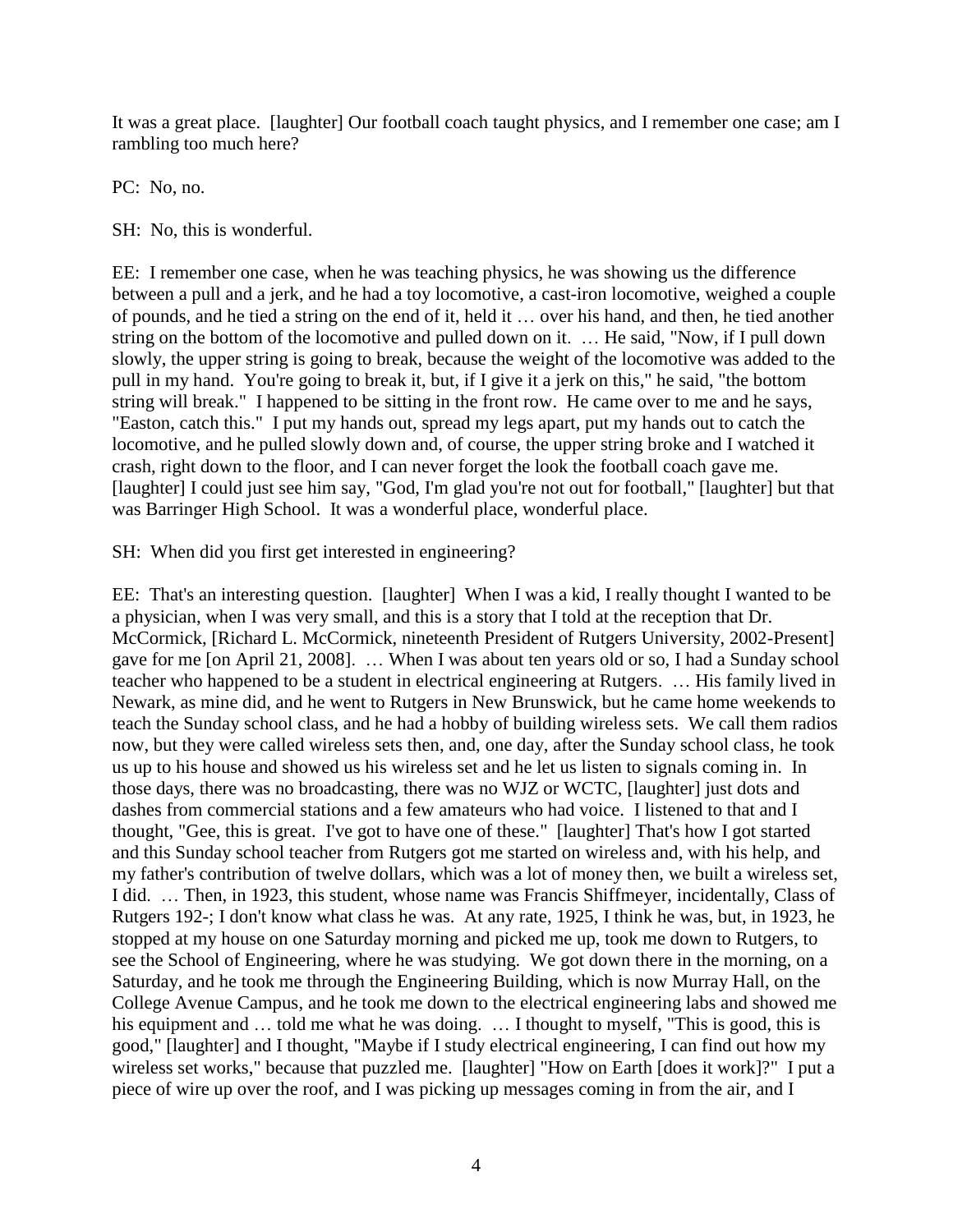It was a great place. [laughter] Our football coach taught physics, and I remember one case; am I rambling too much here?

PC: No, no.

SH: No, this is wonderful.

EE: I remember one case, when he was teaching physics, he was showing us the difference between a pull and a jerk, and he had a toy locomotive, a cast-iron locomotive, weighed a couple of pounds, and he tied a string on the end of it, held it … over his hand, and then, he tied another string on the bottom of the locomotive and pulled down on it. … He said, "Now, if I pull down slowly, the upper string is going to break, because the weight of the locomotive was added to the pull in my hand. You're going to break it, but, if I give it a jerk on this," he said, "the bottom string will break." I happened to be sitting in the front row. He came over to me and he says, "Easton, catch this." I put my hands out, spread my legs apart, put my hands out to catch the locomotive, and he pulled slowly down and, of course, the upper string broke and I watched it crash, right down to the floor, and I can never forget the look the football coach gave me. [laughter] I could just see him say, "God, I'm glad you're not out for football," [laughter] but that was Barringer High School. It was a wonderful place, wonderful place.

SH: When did you first get interested in engineering?

EE: That's an interesting question. [laughter] When I was a kid, I really thought I wanted to be a physician, when I was very small, and this is a story that I told at the reception that Dr. McCormick, [Richard L. McCormick, nineteenth President of Rutgers University, 2002-Present] gave for me [on April 21, 2008]. … When I was about ten years old or so, I had a Sunday school teacher who happened to be a student in electrical engineering at Rutgers. … His family lived in Newark, as mine did, and he went to Rutgers in New Brunswick, but he came home weekends to teach the Sunday school class, and he had a hobby of building wireless sets. We call them radios now, but they were called wireless sets then, and, one day, after the Sunday school class, he took us up to his house and showed us his wireless set and he let us listen to signals coming in. In those days, there was no broadcasting, there was no WJZ or WCTC, [laughter] just dots and dashes from commercial stations and a few amateurs who had voice. I listened to that and I thought, "Gee, this is great. I've got to have one of these." [laughter] That's how I got started and this Sunday school teacher from Rutgers got me started on wireless and, with his help, and my father's contribution of twelve dollars, which was a lot of money then, we built a wireless set, I did. … Then, in 1923, this student, whose name was Francis Shiffmeyer, incidentally, Class of Rutgers 192-; I don't know what class he was. At any rate, 1925, I think he was, but, in 1923, he stopped at my house on one Saturday morning and picked me up, took me down to Rutgers, to see the School of Engineering, where he was studying. We got down there in the morning, on a Saturday, and he took me through the Engineering Building, which is now Murray Hall, on the College Avenue Campus, and he took me down to the electrical engineering labs and showed me his equipment and … told me what he was doing. … I thought to myself, "This is good, this is good," [laughter] and I thought, "Maybe if I study electrical engineering, I can find out how my wireless set works," because that puzzled me. [laughter] "How on Earth [does it work]?" I put a piece of wire up over the roof, and I was picking up messages coming in from the air, and I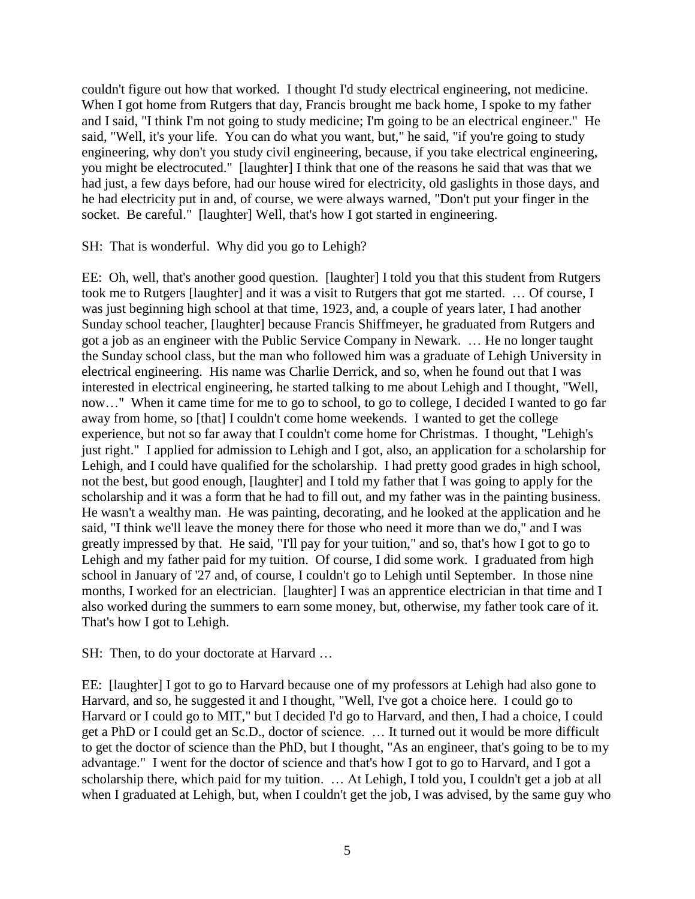couldn't figure out how that worked. I thought I'd study electrical engineering, not medicine. When I got home from Rutgers that day, Francis brought me back home, I spoke to my father and I said, "I think I'm not going to study medicine; I'm going to be an electrical engineer." He said, "Well, it's your life. You can do what you want, but," he said, "if you're going to study engineering, why don't you study civil engineering, because, if you take electrical engineering, you might be electrocuted." [laughter] I think that one of the reasons he said that was that we had just, a few days before, had our house wired for electricity, old gaslights in those days, and he had electricity put in and, of course, we were always warned, "Don't put your finger in the socket. Be careful." [laughter] Well, that's how I got started in engineering.

SH: That is wonderful. Why did you go to Lehigh?

EE: Oh, well, that's another good question. [laughter] I told you that this student from Rutgers took me to Rutgers [laughter] and it was a visit to Rutgers that got me started. … Of course, I was just beginning high school at that time, 1923, and, a couple of years later, I had another Sunday school teacher, [laughter] because Francis Shiffmeyer, he graduated from Rutgers and got a job as an engineer with the Public Service Company in Newark. … He no longer taught the Sunday school class, but the man who followed him was a graduate of Lehigh University in electrical engineering. His name was Charlie Derrick, and so, when he found out that I was interested in electrical engineering, he started talking to me about Lehigh and I thought, "Well, now…" When it came time for me to go to school, to go to college, I decided I wanted to go far away from home, so [that] I couldn't come home weekends. I wanted to get the college experience, but not so far away that I couldn't come home for Christmas. I thought, "Lehigh's just right." I applied for admission to Lehigh and I got, also, an application for a scholarship for Lehigh, and I could have qualified for the scholarship. I had pretty good grades in high school, not the best, but good enough, [laughter] and I told my father that I was going to apply for the scholarship and it was a form that he had to fill out, and my father was in the painting business. He wasn't a wealthy man. He was painting, decorating, and he looked at the application and he said, "I think we'll leave the money there for those who need it more than we do," and I was greatly impressed by that. He said, "I'll pay for your tuition," and so, that's how I got to go to Lehigh and my father paid for my tuition. Of course, I did some work. I graduated from high school in January of '27 and, of course, I couldn't go to Lehigh until September. In those nine months, I worked for an electrician. [laughter] I was an apprentice electrician in that time and I also worked during the summers to earn some money, but, otherwise, my father took care of it. That's how I got to Lehigh.

SH: Then, to do your doctorate at Harvard …

EE: [laughter] I got to go to Harvard because one of my professors at Lehigh had also gone to Harvard, and so, he suggested it and I thought, "Well, I've got a choice here. I could go to Harvard or I could go to MIT," but I decided I'd go to Harvard, and then, I had a choice, I could get a PhD or I could get an Sc.D., doctor of science. … It turned out it would be more difficult to get the doctor of science than the PhD, but I thought, "As an engineer, that's going to be to my advantage." I went for the doctor of science and that's how I got to go to Harvard, and I got a scholarship there, which paid for my tuition. … At Lehigh, I told you, I couldn't get a job at all when I graduated at Lehigh, but, when I couldn't get the job, I was advised, by the same guy who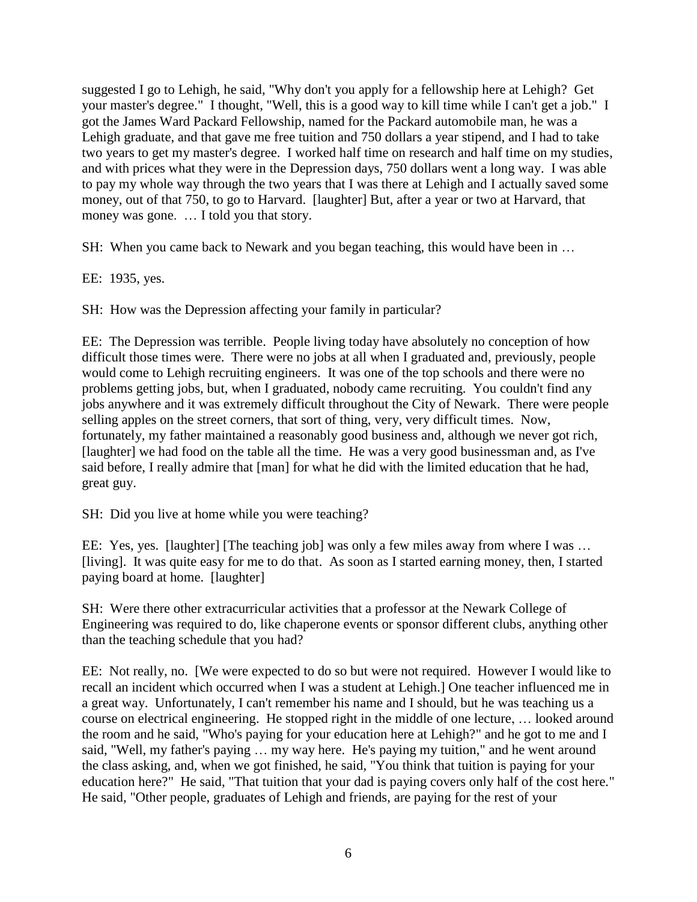suggested I go to Lehigh, he said, "Why don't you apply for a fellowship here at Lehigh? Get your master's degree." I thought, "Well, this is a good way to kill time while I can't get a job." I got the James Ward Packard Fellowship, named for the Packard automobile man, he was a Lehigh graduate, and that gave me free tuition and 750 dollars a year stipend, and I had to take two years to get my master's degree. I worked half time on research and half time on my studies, and with prices what they were in the Depression days, 750 dollars went a long way. I was able to pay my whole way through the two years that I was there at Lehigh and I actually saved some money, out of that 750, to go to Harvard. [laughter] But, after a year or two at Harvard, that money was gone. … I told you that story.

SH: When you came back to Newark and you began teaching, this would have been in …

EE: 1935, yes.

SH: How was the Depression affecting your family in particular?

EE: The Depression was terrible. People living today have absolutely no conception of how difficult those times were. There were no jobs at all when I graduated and, previously, people would come to Lehigh recruiting engineers. It was one of the top schools and there were no problems getting jobs, but, when I graduated, nobody came recruiting. You couldn't find any jobs anywhere and it was extremely difficult throughout the City of Newark. There were people selling apples on the street corners, that sort of thing, very, very difficult times. Now, fortunately, my father maintained a reasonably good business and, although we never got rich, [laughter] we had food on the table all the time. He was a very good businessman and, as I've said before, I really admire that [man] for what he did with the limited education that he had, great guy.

SH: Did you live at home while you were teaching?

EE: Yes, yes. [laughter] [The teaching job] was only a few miles away from where I was … [living]. It was quite easy for me to do that. As soon as I started earning money, then, I started paying board at home. [laughter]

SH: Were there other extracurricular activities that a professor at the Newark College of Engineering was required to do, like chaperone events or sponsor different clubs, anything other than the teaching schedule that you had?

EE: Not really, no. [We were expected to do so but were not required. However I would like to recall an incident which occurred when I was a student at Lehigh.] One teacher influenced me in a great way. Unfortunately, I can't remember his name and I should, but he was teaching us a course on electrical engineering. He stopped right in the middle of one lecture, … looked around the room and he said, "Who's paying for your education here at Lehigh?" and he got to me and I said, "Well, my father's paying … my way here. He's paying my tuition," and he went around the class asking, and, when we got finished, he said, "You think that tuition is paying for your education here?" He said, "That tuition that your dad is paying covers only half of the cost here." He said, "Other people, graduates of Lehigh and friends, are paying for the rest of your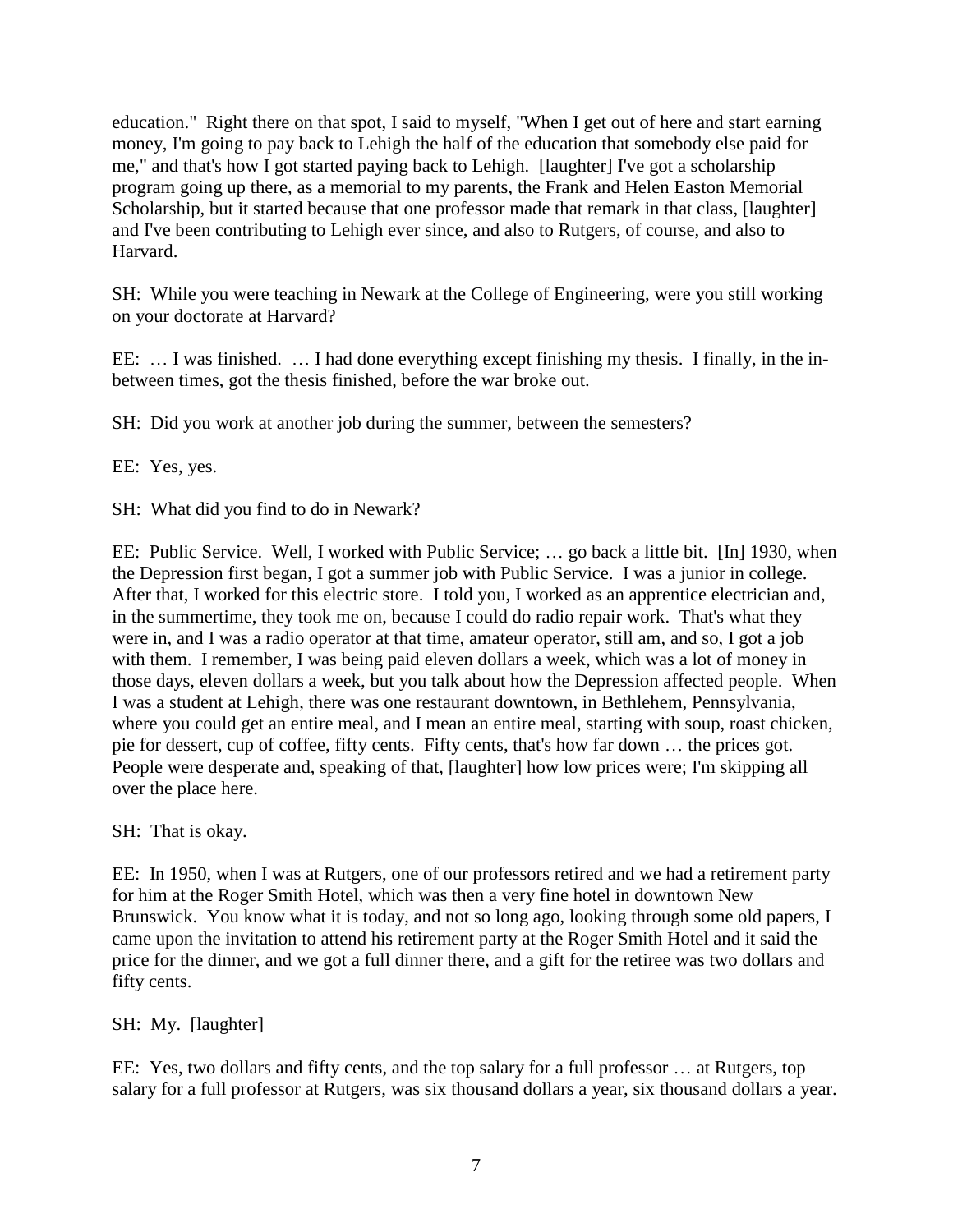education." Right there on that spot, I said to myself, "When I get out of here and start earning money, I'm going to pay back to Lehigh the half of the education that somebody else paid for me," and that's how I got started paying back to Lehigh. [laughter] I've got a scholarship program going up there, as a memorial to my parents, the Frank and Helen Easton Memorial Scholarship, but it started because that one professor made that remark in that class, [laughter] and I've been contributing to Lehigh ever since, and also to Rutgers, of course, and also to Harvard.

SH: While you were teaching in Newark at the College of Engineering, were you still working on your doctorate at Harvard?

EE: … I was finished. … I had done everything except finishing my thesis. I finally, in the in-between times, got the thesis finished, before the war broke out.

SH: Did you work at another job during the summer, between the semesters?

EE: Yes, yes.

SH: What did you find to do in Newark?

EE: Public Service. Well, I worked with Public Service; … go back a little bit. [In] 1930, when the Depression first began, I got a summer job with Public Service. I was a junior in college. After that, I worked for this electric store. I told you, I worked as an apprentice electrician and, in the summertime, they took me on, because I could do radio repair work. That's what they were in, and I was a radio operator at that time, amateur operator, still am, and so, I got a job with them. I remember, I was being paid eleven dollars a week, which was a lot of money in those days, eleven dollars a week, but you talk about how the Depression affected people. When I was a student at Lehigh, there was one restaurant downtown, in Bethlehem, Pennsylvania, where you could get an entire meal, and I mean an entire meal, starting with soup, roast chicken, pie for dessert, cup of coffee, fifty cents. Fifty cents, that's how far down … the prices got. People were desperate and, speaking of that, [laughter] how low prices were; I'm skipping all over the place here.

SH: That is okay.

EE: In 1950, when I was at Rutgers, one of our professors retired and we had a retirement party for him at the Roger Smith Hotel, which was then a very fine hotel in downtown New Brunswick. You know what it is today, and not so long ago, looking through some old papers, I came upon the invitation to attend his retirement party at the Roger Smith Hotel and it said the price for the dinner, and we got a full dinner there, and a gift for the retiree was two dollars and fifty cents.

SH: My. [laughter]

EE: Yes, two dollars and fifty cents, and the top salary for a full professor … at Rutgers, top salary for a full professor at Rutgers, was six thousand dollars a year, six thousand dollars a year.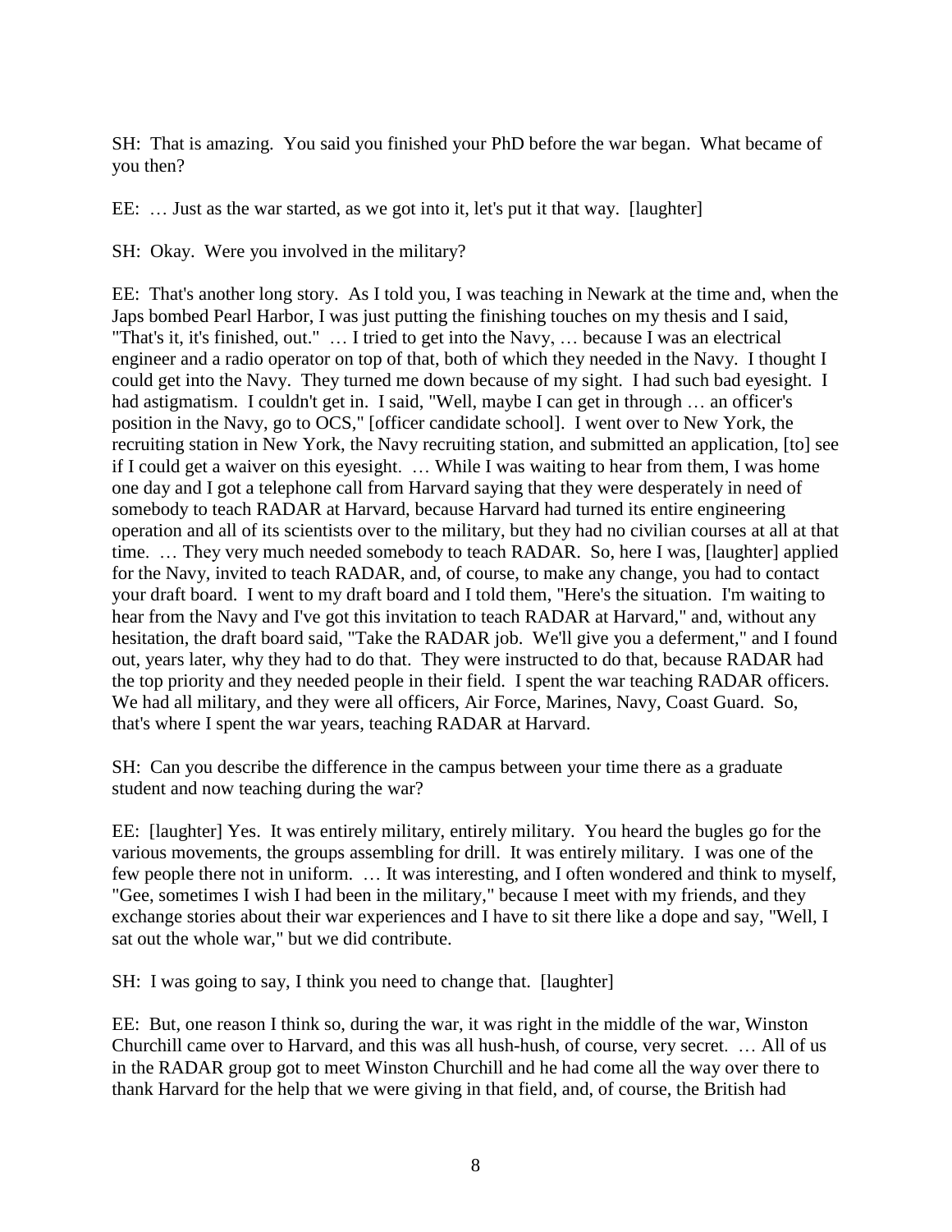SH: That is amazing. You said you finished your PhD before the war began. What became of you then?

EE: … Just as the war started, as we got into it, let's put it that way. [laughter]

SH: Okay. Were you involved in the military?

EE: That's another long story. As I told you, I was teaching in Newark at the time and, when the Japs bombed Pearl Harbor, I was just putting the finishing touches on my thesis and I said, "That's it, it's finished, out." … I tried to get into the Navy, … because I was an electrical engineer and a radio operator on top of that, both of which they needed in the Navy. I thought I could get into the Navy. They turned me down because of my sight. I had such bad eyesight. I had astigmatism. I couldn't get in. I said, "Well, maybe I can get in through … an officer's position in the Navy, go to OCS," [officer candidate school]. I went over to New York, the recruiting station in New York, the Navy recruiting station, and submitted an application, [to] see if I could get a waiver on this eyesight. … While I was waiting to hear from them, I was home one day and I got a telephone call from Harvard saying that they were desperately in need of somebody to teach RADAR at Harvard, because Harvard had turned its entire engineering operation and all of its scientists over to the military, but they had no civilian courses at all at that time. … They very much needed somebody to teach RADAR. So, here I was, [laughter] applied for the Navy, invited to teach RADAR, and, of course, to make any change, you had to contact your draft board. I went to my draft board and I told them, "Here's the situation. I'm waiting to hear from the Navy and I've got this invitation to teach RADAR at Harvard," and, without any hesitation, the draft board said, "Take the RADAR job. We'll give you a deferment," and I found out, years later, why they had to do that. They were instructed to do that, because RADAR had the top priority and they needed people in their field. I spent the war teaching RADAR officers. We had all military, and they were all officers, Air Force, Marines, Navy, Coast Guard. So, that's where I spent the war years, teaching RADAR at Harvard.

SH: Can you describe the difference in the campus between your time there as a graduate student and now teaching during the war?

EE: [laughter] Yes. It was entirely military, entirely military. You heard the bugles go for the various movements, the groups assembling for drill. It was entirely military. I was one of the few people there not in uniform. … It was interesting, and I often wondered and think to myself, "Gee, sometimes I wish I had been in the military," because I meet with my friends, and they exchange stories about their war experiences and I have to sit there like a dope and say, "Well, I sat out the whole war," but we did contribute.

SH: I was going to say, I think you need to change that. [laughter]

EE: But, one reason I think so, during the war, it was right in the middle of the war, Winston Churchill came over to Harvard, and this was all hush-hush, of course, very secret. … All of us in the RADAR group got to meet Winston Churchill and he had come all the way over there to thank Harvard for the help that we were giving in that field, and, of course, the British had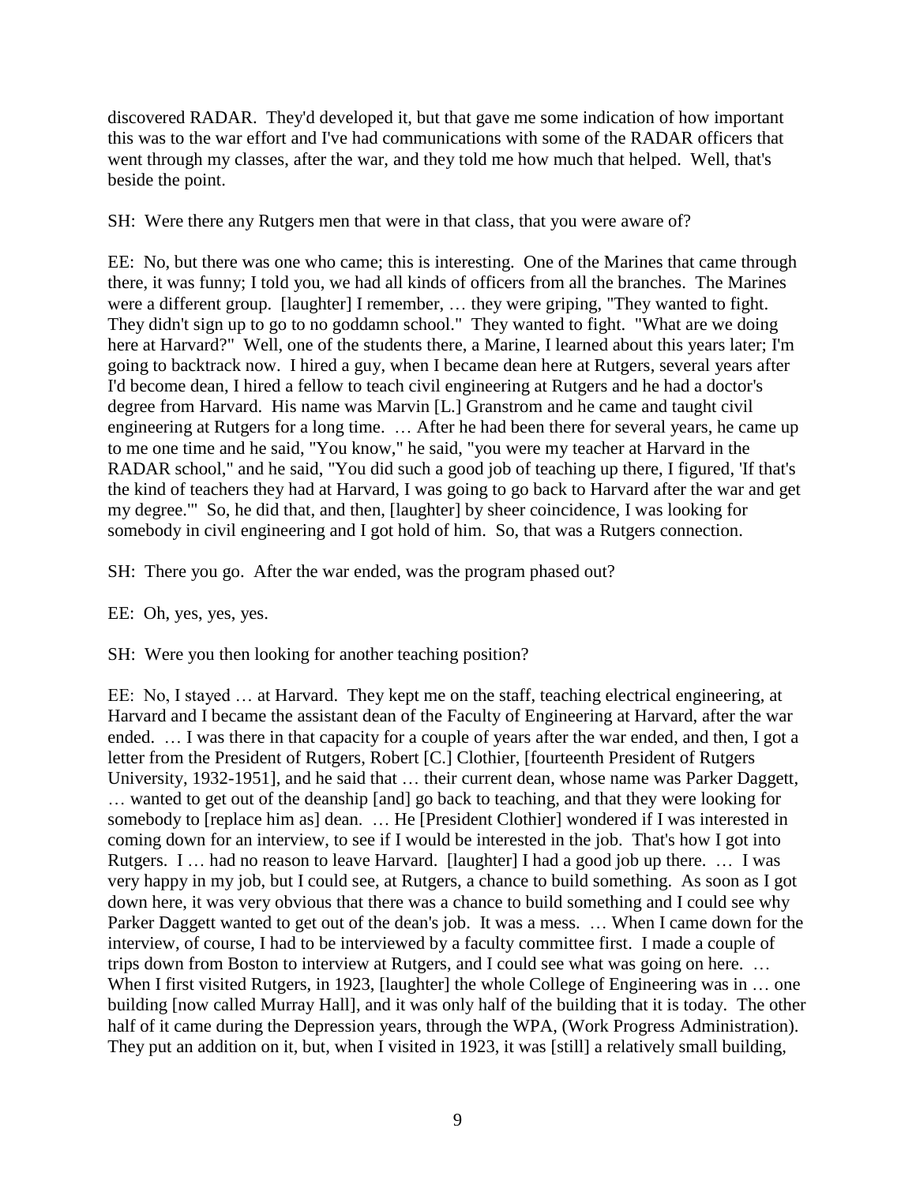discovered RADAR. They'd developed it, but that gave me some indication of how important this was to the war effort and I've had communications with some of the RADAR officers that went through my classes, after the war, and they told me how much that helped. Well, that's beside the point.

SH: Were there any Rutgers men that were in that class, that you were aware of?

EE: No, but there was one who came; this is interesting. One of the Marines that came through there, it was funny; I told you, we had all kinds of officers from all the branches. The Marines were a different group. [laughter] I remember, … they were griping, "They wanted to fight. They didn't sign up to go to no goddamn school." They wanted to fight. "What are we doing here at Harvard?" Well, one of the students there, a Marine, I learned about this years later; I'm going to backtrack now. I hired a guy, when I became dean here at Rutgers, several years after I'd become dean, I hired a fellow to teach civil engineering at Rutgers and he had a doctor's degree from Harvard. His name was Marvin [L.] Granstrom and he came and taught civil engineering at Rutgers for a long time. … After he had been there for several years, he came up to me one time and he said, "You know," he said, "you were my teacher at Harvard in the RADAR school," and he said, "You did such a good job of teaching up there, I figured, 'If that's the kind of teachers they had at Harvard, I was going to go back to Harvard after the war and get my degree.'" So, he did that, and then, [laughter] by sheer coincidence, I was looking for somebody in civil engineering and I got hold of him. So, that was a Rutgers connection.

SH: There you go. After the war ended, was the program phased out?

EE: Oh, yes, yes, yes.

SH: Were you then looking for another teaching position?

EE: No, I stayed … at Harvard. They kept me on the staff, teaching electrical engineering, at Harvard and I became the assistant dean of the Faculty of Engineering at Harvard, after the war ended. … I was there in that capacity for a couple of years after the war ended, and then, I got a letter from the President of Rutgers, Robert [C.] Clothier, [fourteenth President of Rutgers University, 1932-1951], and he said that … their current dean, whose name was Parker Daggett, … wanted to get out of the deanship [and] go back to teaching, and that they were looking for somebody to [replace him as] dean. … He [President Clothier] wondered if I was interested in coming down for an interview, to see if I would be interested in the job. That's how I got into Rutgers. I … had no reason to leave Harvard. [laughter] I had a good job up there. … I was very happy in my job, but I could see, at Rutgers, a chance to build something. As soon as I got down here, it was very obvious that there was a chance to build something and I could see why Parker Daggett wanted to get out of the dean's job. It was a mess. … When I came down for the interview, of course, I had to be interviewed by a faculty committee first. I made a couple of trips down from Boston to interview at Rutgers, and I could see what was going on here. … When I first visited Rutgers, in 1923, [laughter] the whole College of Engineering was in … one building [now called Murray Hall], and it was only half of the building that it is today. The other half of it came during the Depression years, through the WPA, (Work Progress Administration). They put an addition on it, but, when I visited in 1923, it was [still] a relatively small building,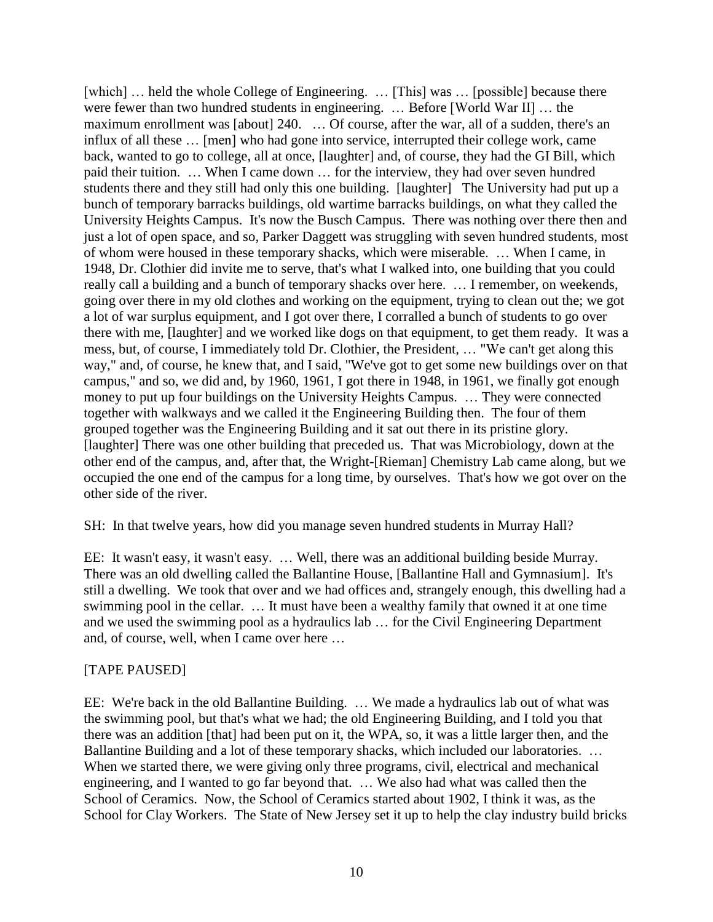[which] … held the whole College of Engineering. … [This] was … [possible] because there were fewer than two hundred students in engineering. … Before [World War II] … the maximum enrollment was [about] 240. … Of course, after the war, all of a sudden, there's an influx of all these … [men] who had gone into service, interrupted their college work, came back, wanted to go to college, all at once, [laughter] and, of course, they had the GI Bill, which paid their tuition. … When I came down … for the interview, they had over seven hundred students there and they still had only this one building. [laughter] The University had put up a bunch of temporary barracks buildings, old wartime barracks buildings, on what they called the University Heights Campus. It's now the Busch Campus. There was nothing over there then and just a lot of open space, and so, Parker Daggett was struggling with seven hundred students, most of whom were housed in these temporary shacks, which were miserable. … When I came, in 1948, Dr. Clothier did invite me to serve, that's what I walked into, one building that you could really call a building and a bunch of temporary shacks over here. … I remember, on weekends, going over there in my old clothes and working on the equipment, trying to clean out the; we got a lot of war surplus equipment, and I got over there, I corralled a bunch of students to go over there with me, [laughter] and we worked like dogs on that equipment, to get them ready. It was a mess, but, of course, I immediately told Dr. Clothier, the President, … "We can't get along this way," and, of course, he knew that, and I said, "We've got to get some new buildings over on that campus," and so, we did and, by 1960, 1961, I got there in 1948, in 1961, we finally got enough money to put up four buildings on the University Heights Campus. … They were connected together with walkways and we called it the Engineering Building then. The four of them grouped together was the Engineering Building and it sat out there in its pristine glory. [laughter] There was one other building that preceded us. That was Microbiology, down at the other end of the campus, and, after that, the Wright-[Rieman] Chemistry Lab came along, but we occupied the one end of the campus for a long time, by ourselves. That's how we got over on the other side of the river.

SH: In that twelve years, how did you manage seven hundred students in Murray Hall?

EE: It wasn't easy, it wasn't easy. … Well, there was an additional building beside Murray. There was an old dwelling called the Ballantine House, [Ballantine Hall and Gymnasium]. It's still a dwelling. We took that over and we had offices and, strangely enough, this dwelling had a swimming pool in the cellar. … It must have been a wealthy family that owned it at one time and we used the swimming pool as a hydraulics lab … for the Civil Engineering Department and, of course, well, when I came over here …

[TAPE PAUSED]

EE: We're back in the old Ballantine Building. … We made a hydraulics lab out of what was the swimming pool, but that's what we had; the old Engineering Building, and I told you that there was an addition [that] had been put on it, the WPA, so, it was a little larger then, and the Ballantine Building and a lot of these temporary shacks, which included our laboratories. … When we started there, we were giving only three programs, civil, electrical and mechanical engineering, and I wanted to go far beyond that. … We also had what was called then the School of Ceramics. Now, the School of Ceramics started about 1902, I think it was, as the School for Clay Workers. The State of New Jersey set it up to help the clay industry build bricks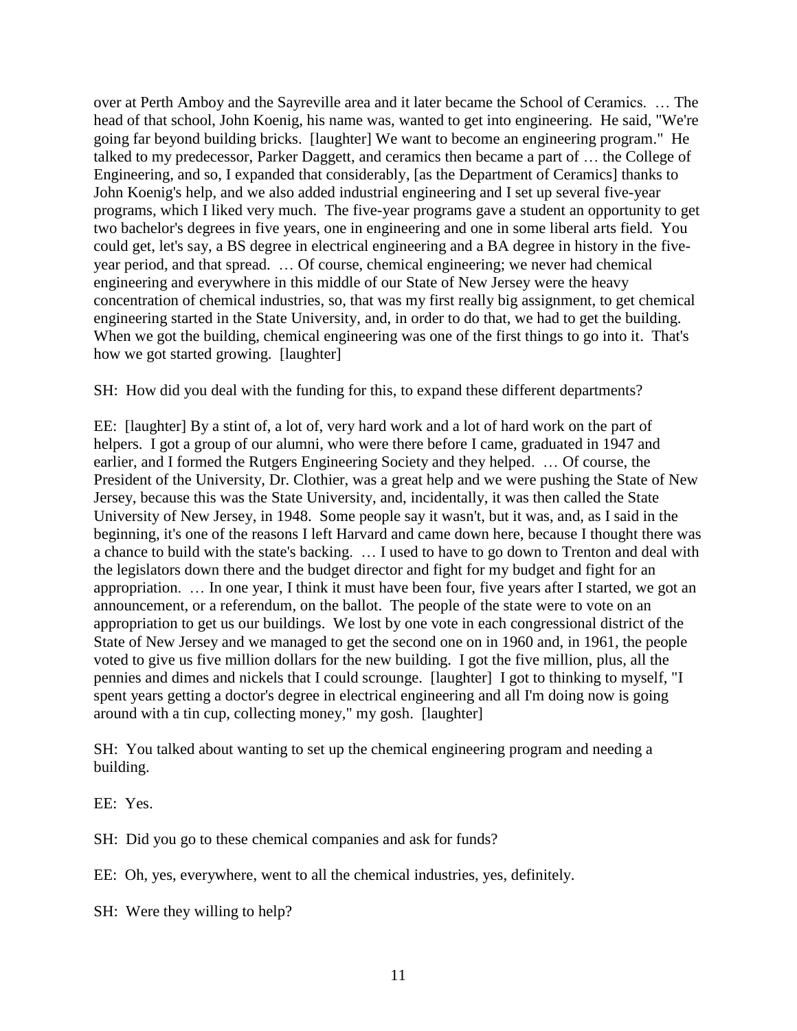over at Perth Amboy and the Sayreville area and it later became the School of Ceramics. … The head of that school, John Koenig, his name was, wanted to get into engineering. He said, "We're going far beyond building bricks. [laughter] We want to become an engineering program." He talked to my predecessor, Parker Daggett, and ceramics then became a part of … the College of Engineering, and so, I expanded that considerably, [as the Department of Ceramics] thanks to John Koenig's help, and we also added industrial engineering and I set up several five-year programs, which I liked very much. The five-year programs gave a student an opportunity to get two bachelor's degrees in five years, one in engineering and one in some liberal arts field. You could get, let's say, a BS degree in electrical engineering and a BA degree in history in the five-year period, and that spread. … Of course, chemical engineering; we never had chemical engineering and everywhere in this middle of our State of New Jersey were the heavy concentration of chemical industries, so, that was my first really big assignment, to get chemical engineering started in the State University, and, in order to do that, we had to get the building. When we got the building, chemical engineering was one of the first things to go into it. That's how we got started growing. [laughter]

SH: How did you deal with the funding for this, to expand these different departments?

EE: [laughter] By a stint of, a lot of, very hard work and a lot of hard work on the part of helpers. I got a group of our alumni, who were there before I came, graduated in 1947 and earlier, and I formed the Rutgers Engineering Society and they helped. … Of course, the President of the University, Dr. Clothier, was a great help and we were pushing the State of New Jersey, because this was the State University, and, incidentally, it was then called the State University of New Jersey, in 1948. Some people say it wasn't, but it was, and, as I said in the beginning, it's one of the reasons I left Harvard and came down here, because I thought there was a chance to build with the state's backing. … I used to have to go down to Trenton and deal with the legislators down there and the budget director and fight for my budget and fight for an appropriation. … In one year, I think it must have been four, five years after I started, we got an announcement, or a referendum, on the ballot. The people of the state were to vote on an appropriation to get us our buildings. We lost by one vote in each congressional district of the State of New Jersey and we managed to get the second one on in 1960 and, in 1961, the people voted to give us five million dollars for the new building. I got the five million, plus, all the pennies and dimes and nickels that I could scrounge. [laughter] I got to thinking to myself, "I spent years getting a doctor's degree in electrical engineering and all I'm doing now is going around with a tin cup, collecting money," my gosh. [laughter]

SH: You talked about wanting to set up the chemical engineering program and needing a building.

EE: Yes.

SH: Did you go to these chemical companies and ask for funds?

EE: Oh, yes, everywhere, went to all the chemical industries, yes, definitely.

SH: Were they willing to help?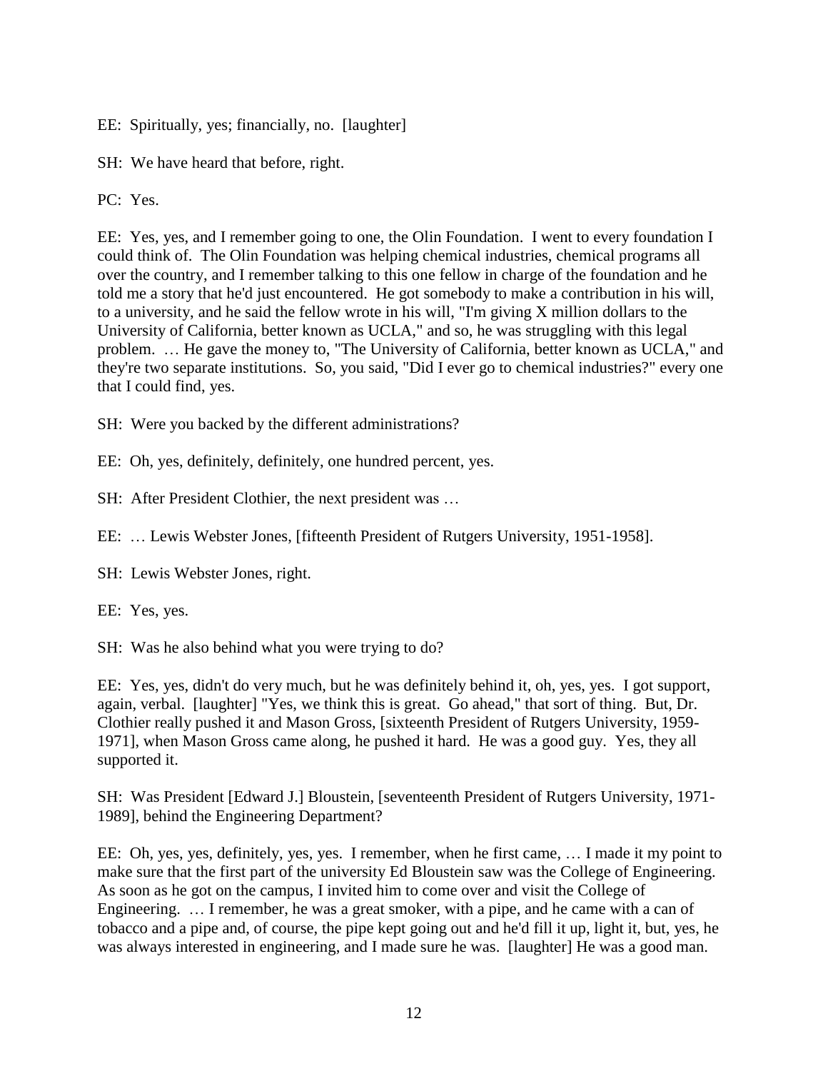EE: Spiritually, yes; financially, no. [laughter]

SH: We have heard that before, right.

PC: Yes.

EE: Yes, yes, and I remember going to one, the Olin Foundation. I went to every foundation I could think of. The Olin Foundation was helping chemical industries, chemical programs all over the country, and I remember talking to this one fellow in charge of the foundation and he told me a story that he'd just encountered. He got somebody to make a contribution in his will, to a university, and he said the fellow wrote in his will, "I'm giving X million dollars to the University of California, better known as UCLA," and so, he was struggling with this legal problem. … He gave the money to, "The University of California, better known as UCLA," and they're two separate institutions. So, you said, "Did I ever go to chemical industries?" every one that I could find, yes.

SH: Were you backed by the different administrations?

EE: Oh, yes, definitely, definitely, one hundred percent, yes.

SH: After President Clothier, the next president was …

EE: … Lewis Webster Jones, [fifteenth President of Rutgers University, 1951-1958].

SH: Lewis Webster Jones, right.

EE: Yes, yes.

SH: Was he also behind what you were trying to do?

EE: Yes, yes, didn't do very much, but he was definitely behind it, oh, yes, yes. I got support, again, verbal. [laughter] "Yes, we think this is great. Go ahead," that sort of thing. But, Dr. Clothier really pushed it and Mason Gross, [sixteenth President of Rutgers University, 1959-1971], when Mason Gross came along, he pushed it hard. He was a good guy. Yes, they all supported it.

SH: Was President [Edward J.] Bloustein, [seventeenth President of Rutgers University, 1971-1989], behind the Engineering Department?

EE: Oh, yes, yes, definitely, yes, yes. I remember, when he first came, … I made it my point to make sure that the first part of the university Ed Bloustein saw was the College of Engineering. As soon as he got on the campus, I invited him to come over and visit the College of Engineering. … I remember, he was a great smoker, with a pipe, and he came with a can of tobacco and a pipe and, of course, the pipe kept going out and he'd fill it up, light it, but, yes, he was always interested in engineering, and I made sure he was. [laughter] He was a good man.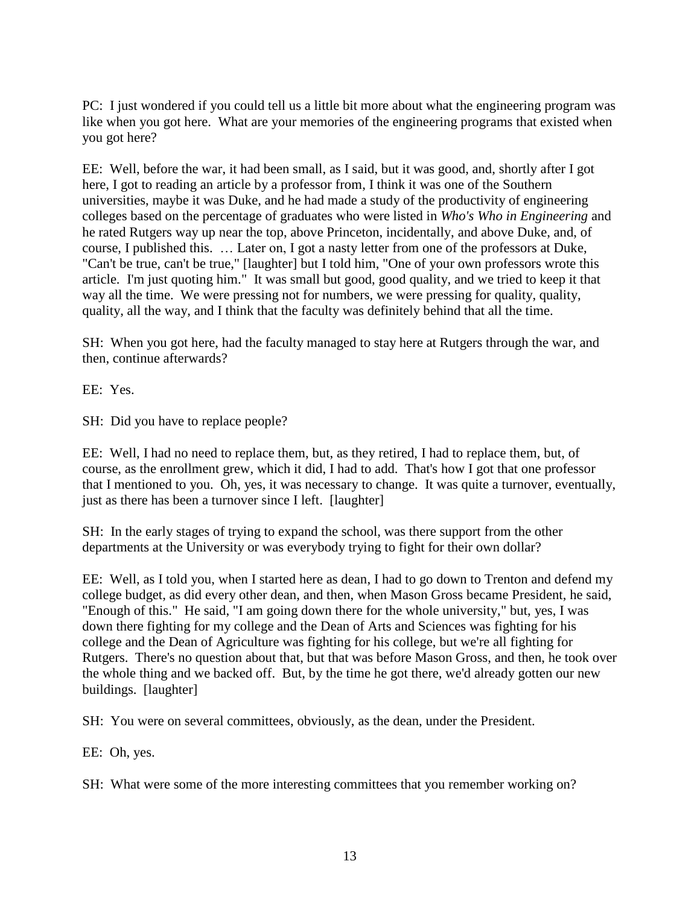PC: I just wondered if you could tell us a little bit more about what the engineering program was like when you got here. What are your memories of the engineering programs that existed when you got here?

EE: Well, before the war, it had been small, as I said, but it was good, and, shortly after I got here, I got to reading an article by a professor from, I think it was one of the Southern universities, maybe it was Duke, and he had made a study of the productivity of engineering colleges based on the percentage of graduates who were listed in *Who's Who in Engineering* and he rated Rutgers way up near the top, above Princeton, incidentally, and above Duke, and, of course, I published this. … Later on, I got a nasty letter from one of the professors at Duke, "Can't be true, can't be true," [laughter] but I told him, "One of your own professors wrote this article. I'm just quoting him." It was small but good, good quality, and we tried to keep it that way all the time. We were pressing not for numbers, we were pressing for quality, quality, quality, all the way, and I think that the faculty was definitely behind that all the time.

SH: When you got here, had the faculty managed to stay here at Rutgers through the war, and then, continue afterwards?

EE: Yes.

SH: Did you have to replace people?

EE: Well, I had no need to replace them, but, as they retired, I had to replace them, but, of course, as the enrollment grew, which it did, I had to add. That's how I got that one professor that I mentioned to you. Oh, yes, it was necessary to change. It was quite a turnover, eventually, just as there has been a turnover since I left. [laughter]

SH: In the early stages of trying to expand the school, was there support from the other departments at the University or was everybody trying to fight for their own dollar?

EE: Well, as I told you, when I started here as dean, I had to go down to Trenton and defend my college budget, as did every other dean, and then, when Mason Gross became President, he said, "Enough of this." He said, "I am going down there for the whole university," but, yes, I was down there fighting for my college and the Dean of Arts and Sciences was fighting for his college and the Dean of Agriculture was fighting for his college, but we're all fighting for Rutgers. There's no question about that, but that was before Mason Gross, and then, he took over the whole thing and we backed off. But, by the time he got there, we'd already gotten our new buildings. [laughter]

SH: You were on several committees, obviously, as the dean, under the President.

EE: Oh, yes.

SH: What were some of the more interesting committees that you remember working on?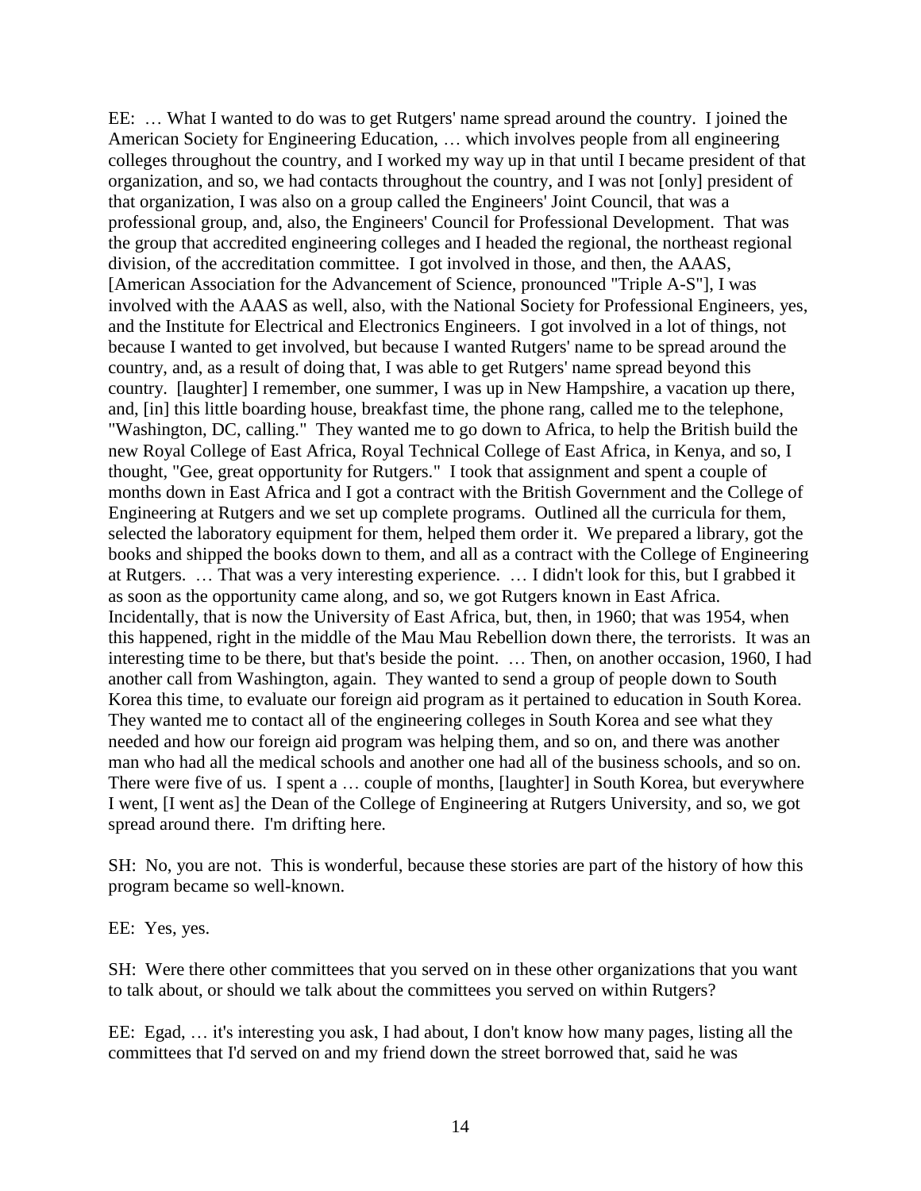EE: … What I wanted to do was to get Rutgers' name spread around the country. I joined the American Society for Engineering Education, … which involves people from all engineering colleges throughout the country, and I worked my way up in that until I became president of that organization, and so, we had contacts throughout the country, and I was not [only] president of that organization, I was also on a group called the Engineers' Joint Council, that was a professional group, and, also, the Engineers' Council for Professional Development. That was the group that accredited engineering colleges and I headed the regional, the northeast regional division, of the accreditation committee. I got involved in those, and then, the AAAS, [American Association for the Advancement of Science, pronounced "Triple A-S"], I was involved with the AAAS as well, also, with the National Society for Professional Engineers, yes, and the Institute for Electrical and Electronics Engineers. I got involved in a lot of things, not because I wanted to get involved, but because I wanted Rutgers' name to be spread around the country, and, as a result of doing that, I was able to get Rutgers' name spread beyond this country. [laughter] I remember, one summer, I was up in New Hampshire, a vacation up there, and, [in] this little boarding house, breakfast time, the phone rang, called me to the telephone, "Washington, DC, calling." They wanted me to go down to Africa, to help the British build the new Royal College of East Africa, Royal Technical College of East Africa, in Kenya, and so, I thought, "Gee, great opportunity for Rutgers." I took that assignment and spent a couple of months down in East Africa and I got a contract with the British Government and the College of Engineering at Rutgers and we set up complete programs. Outlined all the curricula for them, selected the laboratory equipment for them, helped them order it. We prepared a library, got the books and shipped the books down to them, and all as a contract with the College of Engineering at Rutgers. … That was a very interesting experience. … I didn't look for this, but I grabbed it as soon as the opportunity came along, and so, we got Rutgers known in East Africa. Incidentally, that is now the University of East Africa, but, then, in 1960; that was 1954, when this happened, right in the middle of the Mau Mau Rebellion down there, the terrorists. It was an interesting time to be there, but that's beside the point. … Then, on another occasion, 1960, I had another call from Washington, again. They wanted to send a group of people down to South Korea this time, to evaluate our foreign aid program as it pertained to education in South Korea. They wanted me to contact all of the engineering colleges in South Korea and see what they needed and how our foreign aid program was helping them, and so on, and there was another man who had all the medical schools and another one had all of the business schools, and so on. There were five of us. I spent a … couple of months, [laughter] in South Korea, but everywhere I went, [I went as] the Dean of the College of Engineering at Rutgers University, and so, we got spread around there. I'm drifting here.

SH: No, you are not. This is wonderful, because these stories are part of the history of how this program became so well-known.

EE: Yes, yes.

SH: Were there other committees that you served on in these other organizations that you want to talk about, or should we talk about the committees you served on within Rutgers?

EE: Egad, … it's interesting you ask, I had about, I don't know how many pages, listing all the committees that I'd served on and my friend down the street borrowed that, said he was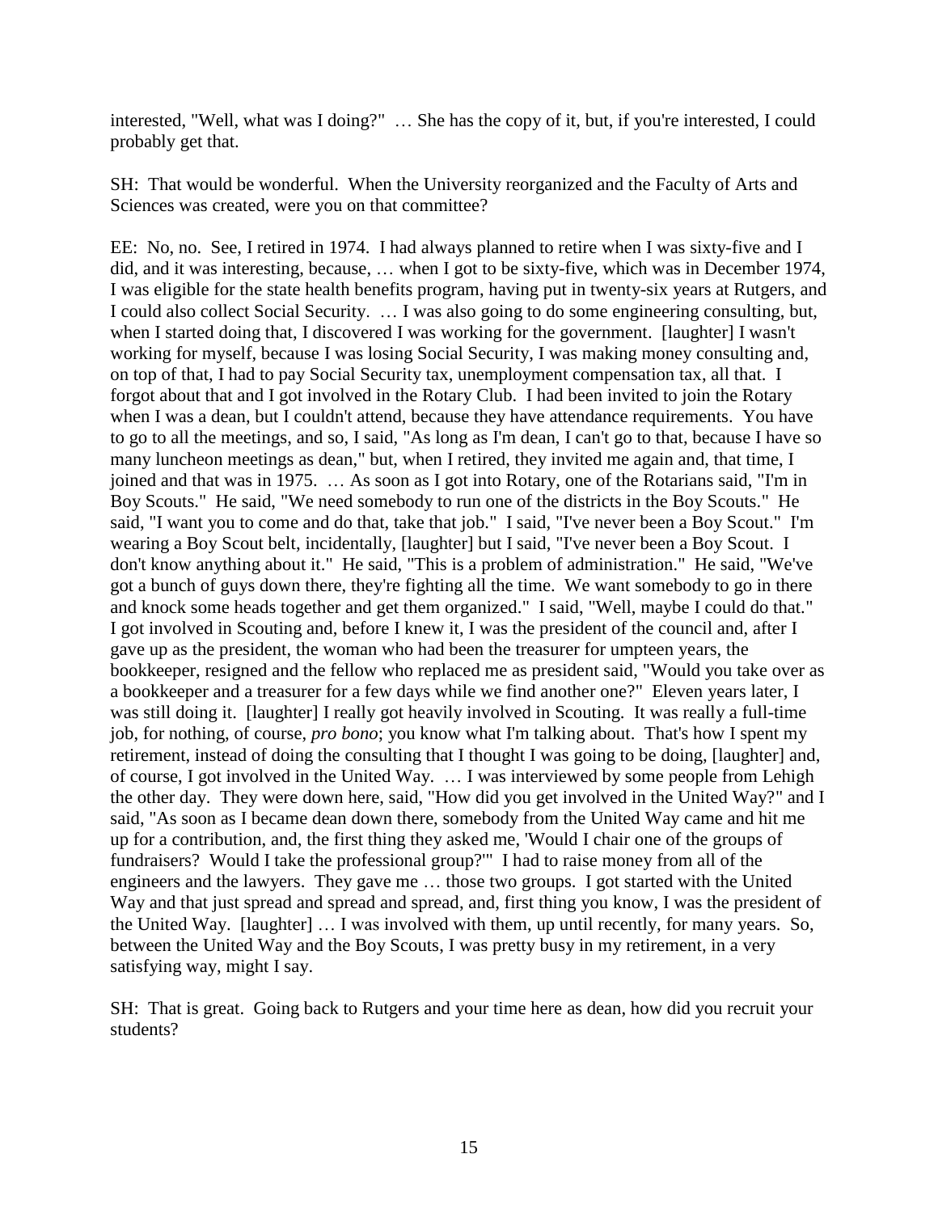interested, "Well, what was I doing?" … She has the copy of it, but, if you're interested, I could probably get that.

SH: That would be wonderful. When the University reorganized and the Faculty of Arts and Sciences was created, were you on that committee?

EE: No, no. See, I retired in 1974. I had always planned to retire when I was sixty-five and I did, and it was interesting, because, … when I got to be sixty-five, which was in December 1974, I was eligible for the state health benefits program, having put in twenty-six years at Rutgers, and I could also collect Social Security. … I was also going to do some engineering consulting, but, when I started doing that, I discovered I was working for the government. [laughter] I wasn't working for myself, because I was losing Social Security, I was making money consulting and, on top of that, I had to pay Social Security tax, unemployment compensation tax, all that. I forgot about that and I got involved in the Rotary Club. I had been invited to join the Rotary when I was a dean, but I couldn't attend, because they have attendance requirements. You have to go to all the meetings, and so, I said, "As long as I'm dean, I can't go to that, because I have so many luncheon meetings as dean," but, when I retired, they invited me again and, that time, I joined and that was in 1975. … As soon as I got into Rotary, one of the Rotarians said, "I'm in Boy Scouts." He said, "We need somebody to run one of the districts in the Boy Scouts." He said, "I want you to come and do that, take that job." I said, "I've never been a Boy Scout." I'm wearing a Boy Scout belt, incidentally, [laughter] but I said, "I've never been a Boy Scout. I don't know anything about it." He said, "This is a problem of administration." He said, "We've got a bunch of guys down there, they're fighting all the time. We want somebody to go in there and knock some heads together and get them organized." I said, "Well, maybe I could do that." I got involved in Scouting and, before I knew it, I was the president of the council and, after I gave up as the president, the woman who had been the treasurer for umpteen years, the bookkeeper, resigned and the fellow who replaced me as president said, "Would you take over as a bookkeeper and a treasurer for a few days while we find another one?" Eleven years later, I was still doing it. [laughter] I really got heavily involved in Scouting. It was really a full-time job, for nothing, of course, *pro bono*; you know what I'm talking about. That's how I spent my retirement, instead of doing the consulting that I thought I was going to be doing, [laughter] and, of course, I got involved in the United Way. … I was interviewed by some people from Lehigh the other day. They were down here, said, "How did you get involved in the United Way?" and I said, "As soon as I became dean down there, somebody from the United Way came and hit me up for a contribution, and, the first thing they asked me, 'Would I chair one of the groups of fundraisers? Would I take the professional group?'" I had to raise money from all of the engineers and the lawyers. They gave me … those two groups. I got started with the United Way and that just spread and spread and spread, and, first thing you know, I was the president of the United Way. [laughter] … I was involved with them, up until recently, for many years. So, between the United Way and the Boy Scouts, I was pretty busy in my retirement, in a very satisfying way, might I say.

SH: That is great. Going back to Rutgers and your time here as dean, how did you recruit your students?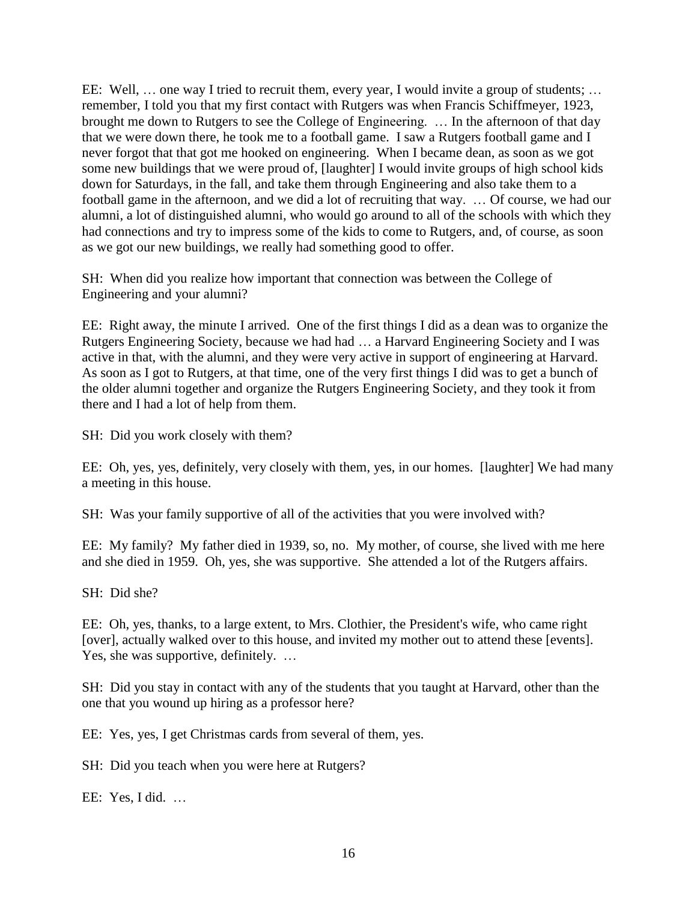EE: Well, … one way I tried to recruit them, every year, I would invite a group of students; … remember, I told you that my first contact with Rutgers was when Francis Schiffmeyer, 1923, brought me down to Rutgers to see the College of Engineering. … In the afternoon of that day that we were down there, he took me to a football game. I saw a Rutgers football game and I never forgot that that got me hooked on engineering. When I became dean, as soon as we got some new buildings that we were proud of, [laughter] I would invite groups of high school kids down for Saturdays, in the fall, and take them through Engineering and also take them to a football game in the afternoon, and we did a lot of recruiting that way. … Of course, we had our alumni, a lot of distinguished alumni, who would go around to all of the schools with which they had connections and try to impress some of the kids to come to Rutgers, and, of course, as soon as we got our new buildings, we really had something good to offer.

SH: When did you realize how important that connection was between the College of Engineering and your alumni?

EE: Right away, the minute I arrived. One of the first things I did as a dean was to organize the Rutgers Engineering Society, because we had had … a Harvard Engineering Society and I was active in that, with the alumni, and they were very active in support of engineering at Harvard. As soon as I got to Rutgers, at that time, one of the very first things I did was to get a bunch of the older alumni together and organize the Rutgers Engineering Society, and they took it from there and I had a lot of help from them.

SH: Did you work closely with them?

EE: Oh, yes, yes, definitely, very closely with them, yes, in our homes. [laughter] We had many a meeting in this house.

SH: Was your family supportive of all of the activities that you were involved with?

EE: My family? My father died in 1939, so, no. My mother, of course, she lived with me here and she died in 1959. Oh, yes, she was supportive. She attended a lot of the Rutgers affairs.

SH: Did she?

EE: Oh, yes, thanks, to a large extent, to Mrs. Clothier, the President's wife, who came right [over], actually walked over to this house, and invited my mother out to attend these [events]. Yes, she was supportive, definitely. …

SH: Did you stay in contact with any of the students that you taught at Harvard, other than the one that you wound up hiring as a professor here?

EE: Yes, yes, I get Christmas cards from several of them, yes.

SH: Did you teach when you were here at Rutgers?

EE: Yes, I did. …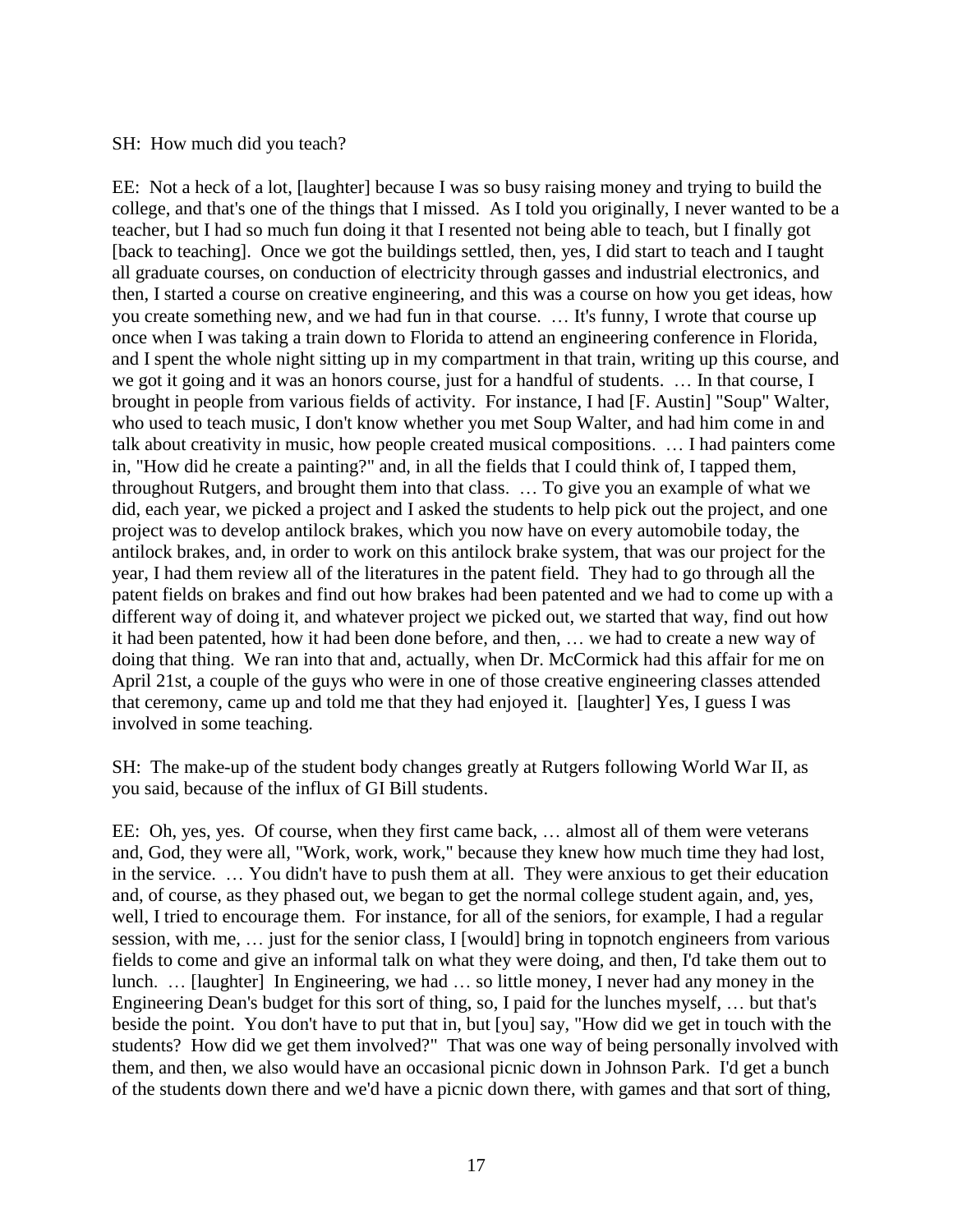SH: How much did you teach?

EE: Not a heck of a lot, [laughter] because I was so busy raising money and trying to build the college, and that's one of the things that I missed. As I told you originally, I never wanted to be a teacher, but I had so much fun doing it that I resented not being able to teach, but I finally got [back to teaching]. Once we got the buildings settled, then, yes, I did start to teach and I taught all graduate courses, on conduction of electricity through gasses and industrial electronics, and then, I started a course on creative engineering, and this was a course on how you get ideas, how you create something new, and we had fun in that course. … It's funny, I wrote that course up once when I was taking a train down to Florida to attend an engineering conference in Florida, and I spent the whole night sitting up in my compartment in that train, writing up this course, and we got it going and it was an honors course, just for a handful of students. … In that course, I brought in people from various fields of activity. For instance, I had [F. Austin] "Soup" Walter, who used to teach music, I don't know whether you met Soup Walter, and had him come in and talk about creativity in music, how people created musical compositions. … I had painters come in, "How did he create a painting?" and, in all the fields that I could think of, I tapped them, throughout Rutgers, and brought them into that class. … To give you an example of what we did, each year, we picked a project and I asked the students to help pick out the project, and one project was to develop antilock brakes, which you now have on every automobile today, the antilock brakes, and, in order to work on this antilock brake system, that was our project for the year, I had them review all of the literatures in the patent field. They had to go through all the patent fields on brakes and find out how brakes had been patented and we had to come up with a different way of doing it, and whatever project we picked out, we started that way, find out how it had been patented, how it had been done before, and then, … we had to create a new way of doing that thing. We ran into that and, actually, when Dr. McCormick had this affair for me on April 21st, a couple of the guys who were in one of those creative engineering classes attended that ceremony, came up and told me that they had enjoyed it. [laughter] Yes, I guess I was involved in some teaching.

SH: The make-up of the student body changes greatly at Rutgers following World War II, as you said, because of the influx of GI Bill students.

EE: Oh, yes, yes. Of course, when they first came back, … almost all of them were veterans and, God, they were all, "Work, work, work," because they knew how much time they had lost, in the service. … You didn't have to push them at all. They were anxious to get their education and, of course, as they phased out, we began to get the normal college student again, and, yes, well, I tried to encourage them. For instance, for all of the seniors, for example, I had a regular session, with me, … just for the senior class, I [would] bring in topnotch engineers from various fields to come and give an informal talk on what they were doing, and then, I'd take them out to lunch. … [laughter] In Engineering, we had … so little money, I never had any money in the Engineering Dean's budget for this sort of thing, so, I paid for the lunches myself, … but that's beside the point. You don't have to put that in, but [you] say, "How did we get in touch with the students? How did we get them involved?" That was one way of being personally involved with them, and then, we also would have an occasional picnic down in Johnson Park. I'd get a bunch of the students down there and we'd have a picnic down there, with games and that sort of thing,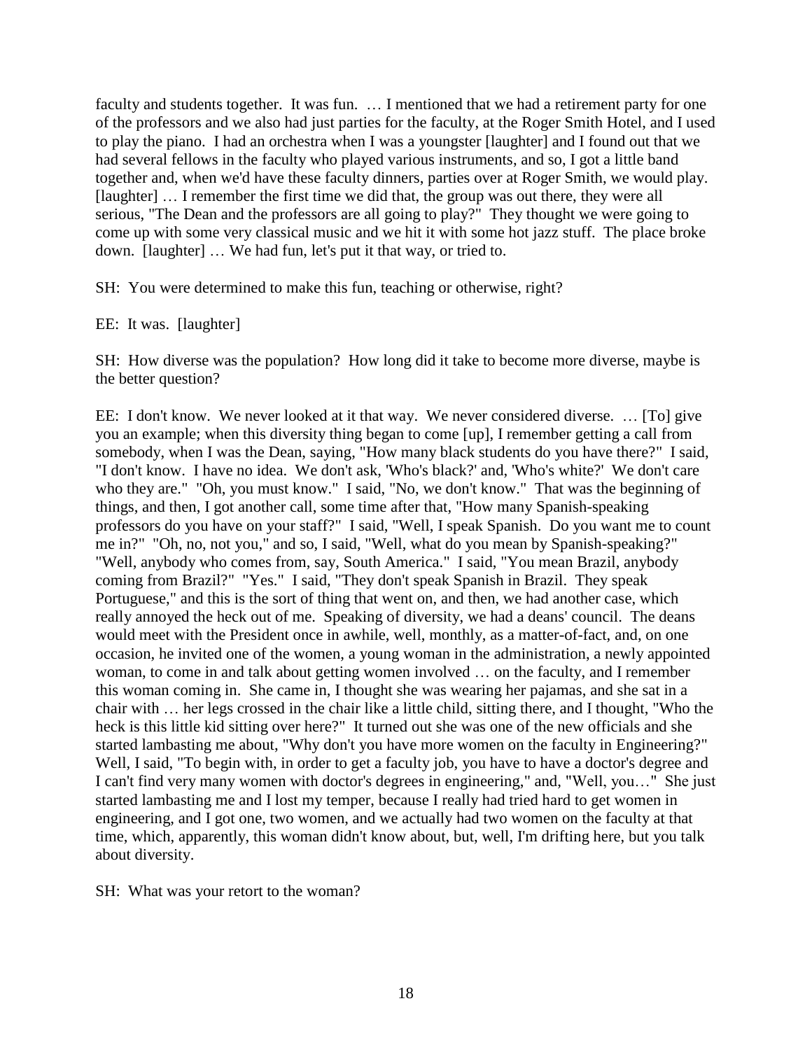faculty and students together. It was fun. … I mentioned that we had a retirement party for one of the professors and we also had just parties for the faculty, at the Roger Smith Hotel, and I used to play the piano. I had an orchestra when I was a youngster [laughter] and I found out that we had several fellows in the faculty who played various instruments, and so, I got a little band together and, when we'd have these faculty dinners, parties over at Roger Smith, we would play. [laughter] … I remember the first time we did that, the group was out there, they were all serious, "The Dean and the professors are all going to play?" They thought we were going to come up with some very classical music and we hit it with some hot jazz stuff. The place broke down. [laughter] … We had fun, let's put it that way, or tried to.

SH: You were determined to make this fun, teaching or otherwise, right?

EE: It was. [laughter]

SH: How diverse was the population? How long did it take to become more diverse, maybe is the better question?

EE: I don't know. We never looked at it that way. We never considered diverse. … [To] give you an example; when this diversity thing began to come [up], I remember getting a call from somebody, when I was the Dean, saying, "How many black students do you have there?" I said, "I don't know. I have no idea. We don't ask, 'Who's black?' and, 'Who's white?' We don't care who they are." "Oh, you must know." I said, "No, we don't know." That was the beginning of things, and then, I got another call, some time after that, "How many Spanish-speaking professors do you have on your staff?" I said, "Well, I speak Spanish. Do you want me to count me in?" "Oh, no, not you," and so, I said, "Well, what do you mean by Spanish-speaking?" "Well, anybody who comes from, say, South America." I said, "You mean Brazil, anybody coming from Brazil?" "Yes." I said, "They don't speak Spanish in Brazil. They speak Portuguese," and this is the sort of thing that went on, and then, we had another case, which really annoyed the heck out of me. Speaking of diversity, we had a deans' council. The deans would meet with the President once in awhile, well, monthly, as a matter-of-fact, and, on one occasion, he invited one of the women, a young woman in the administration, a newly appointed woman, to come in and talk about getting women involved … on the faculty, and I remember this woman coming in. She came in, I thought she was wearing her pajamas, and she sat in a chair with … her legs crossed in the chair like a little child, sitting there, and I thought, "Who the heck is this little kid sitting over here?" It turned out she was one of the new officials and she started lambasting me about, "Why don't you have more women on the faculty in Engineering?" Well, I said, "To begin with, in order to get a faculty job, you have to have a doctor's degree and I can't find very many women with doctor's degrees in engineering," and, "Well, you…" She just started lambasting me and I lost my temper, because I really had tried hard to get women in engineering, and I got one, two women, and we actually had two women on the faculty at that time, which, apparently, this woman didn't know about, but, well, I'm drifting here, but you talk about diversity.

SH: What was your retort to the woman?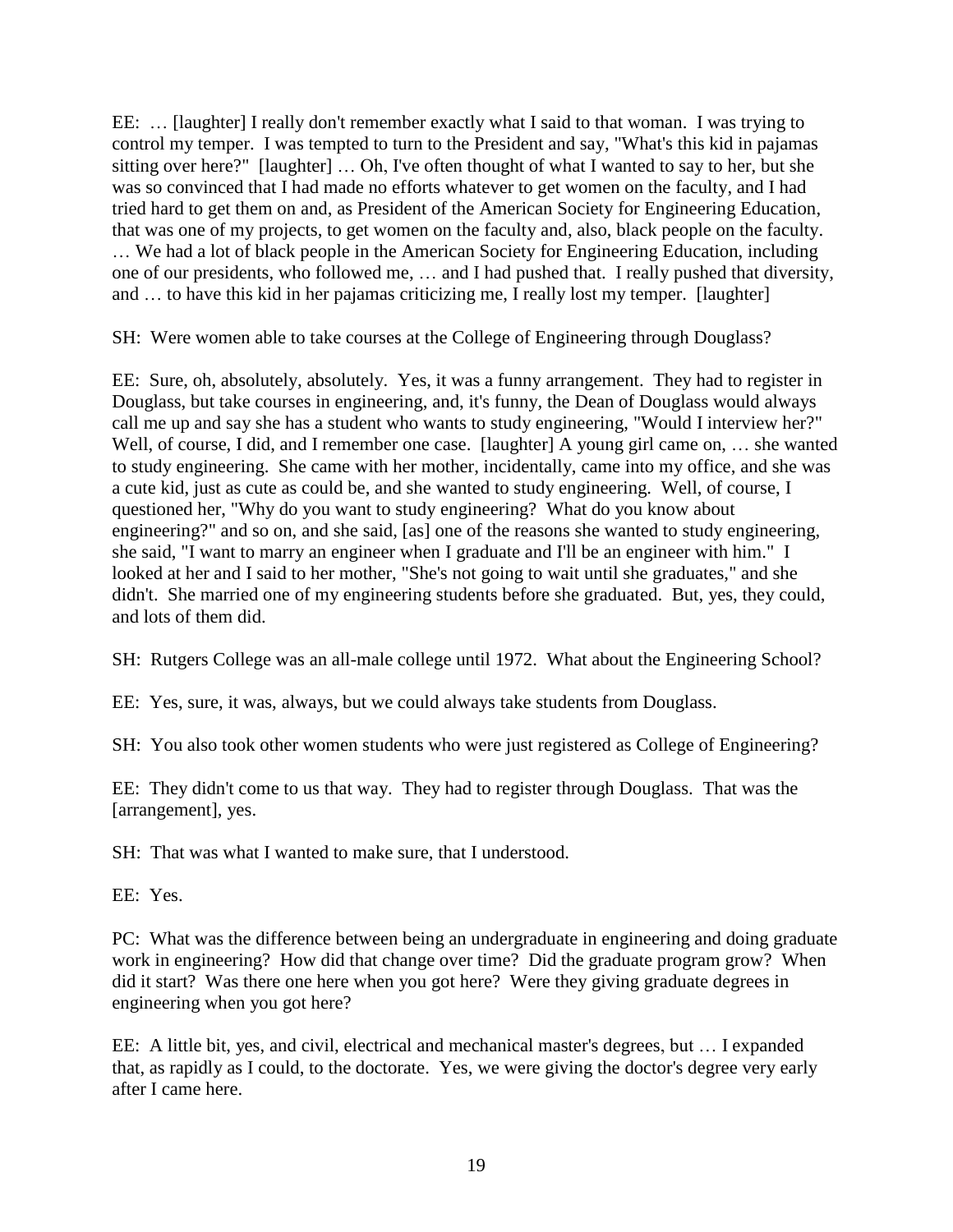EE: … [laughter] I really don't remember exactly what I said to that woman. I was trying to control my temper. I was tempted to turn to the President and say, "What's this kid in pajamas sitting over here?" [laughter] … Oh, I've often thought of what I wanted to say to her, but she was so convinced that I had made no efforts whatever to get women on the faculty, and I had tried hard to get them on and, as President of the American Society for Engineering Education, that was one of my projects, to get women on the faculty and, also, black people on the faculty. … We had a lot of black people in the American Society for Engineering Education, including one of our presidents, who followed me, … and I had pushed that. I really pushed that diversity, and … to have this kid in her pajamas criticizing me, I really lost my temper. [laughter]

SH: Were women able to take courses at the College of Engineering through Douglass?

EE: Sure, oh, absolutely, absolutely. Yes, it was a funny arrangement. They had to register in Douglass, but take courses in engineering, and, it's funny, the Dean of Douglass would always call me up and say she has a student who wants to study engineering, "Would I interview her?" Well, of course, I did, and I remember one case. [laughter] A young girl came on, … she wanted to study engineering. She came with her mother, incidentally, came into my office, and she was a cute kid, just as cute as could be, and she wanted to study engineering. Well, of course, I questioned her, "Why do you want to study engineering? What do you know about engineering?" and so on, and she said, [as] one of the reasons she wanted to study engineering, she said, "I want to marry an engineer when I graduate and I'll be an engineer with him." I looked at her and I said to her mother, "She's not going to wait until she graduates," and she didn't. She married one of my engineering students before she graduated. But, yes, they could, and lots of them did.

SH: Rutgers College was an all-male college until 1972. What about the Engineering School?

EE: Yes, sure, it was, always, but we could always take students from Douglass.

SH: You also took other women students who were just registered as College of Engineering?

EE: They didn't come to us that way. They had to register through Douglass. That was the [arrangement], yes.

SH: That was what I wanted to make sure, that I understood.

EE: Yes.

PC: What was the difference between being an undergraduate in engineering and doing graduate work in engineering? How did that change over time? Did the graduate program grow? When did it start? Was there one here when you got here? Were they giving graduate degrees in engineering when you got here?

EE: A little bit, yes, and civil, electrical and mechanical master's degrees, but … I expanded that, as rapidly as I could, to the doctorate. Yes, we were giving the doctor's degree very early after I came here.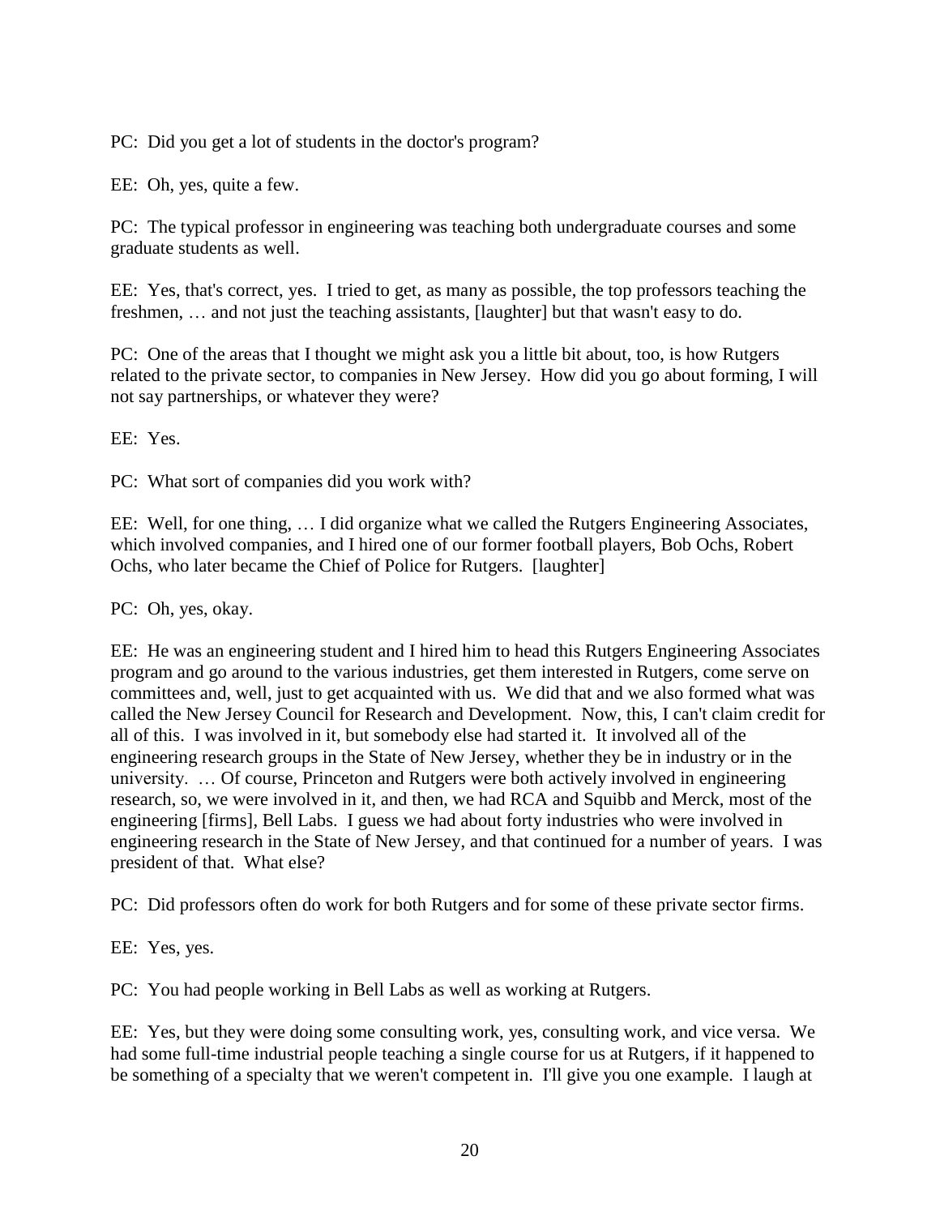PC: Did you get a lot of students in the doctor's program?

EE: Oh, yes, quite a few.

PC: The typical professor in engineering was teaching both undergraduate courses and some graduate students as well.

EE: Yes, that's correct, yes. I tried to get, as many as possible, the top professors teaching the freshmen, … and not just the teaching assistants, [laughter] but that wasn't easy to do.

PC: One of the areas that I thought we might ask you a little bit about, too, is how Rutgers related to the private sector, to companies in New Jersey. How did you go about forming, I will not say partnerships, or whatever they were?

EE: Yes.

PC: What sort of companies did you work with?

EE: Well, for one thing, … I did organize what we called the Rutgers Engineering Associates, which involved companies, and I hired one of our former football players, Bob Ochs, Robert Ochs, who later became the Chief of Police for Rutgers. [laughter]

PC: Oh, yes, okay.

EE: He was an engineering student and I hired him to head this Rutgers Engineering Associates program and go around to the various industries, get them interested in Rutgers, come serve on committees and, well, just to get acquainted with us. We did that and we also formed what was called the New Jersey Council for Research and Development. Now, this, I can't claim credit for all of this. I was involved in it, but somebody else had started it. It involved all of the engineering research groups in the State of New Jersey, whether they be in industry or in the university. … Of course, Princeton and Rutgers were both actively involved in engineering research, so, we were involved in it, and then, we had RCA and Squibb and Merck, most of the engineering [firms], Bell Labs. I guess we had about forty industries who were involved in engineering research in the State of New Jersey, and that continued for a number of years. I was president of that. What else?

PC: Did professors often do work for both Rutgers and for some of these private sector firms.

EE: Yes, yes.

PC: You had people working in Bell Labs as well as working at Rutgers.

EE: Yes, but they were doing some consulting work, yes, consulting work, and vice versa. We had some full-time industrial people teaching a single course for us at Rutgers, if it happened to be something of a specialty that we weren't competent in. I'll give you one example. I laugh at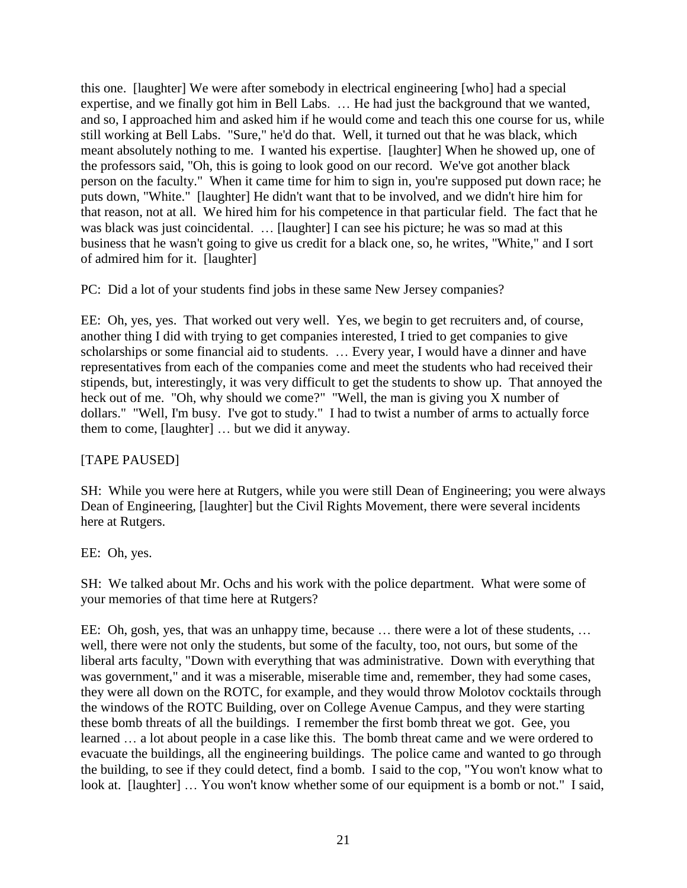this one. [laughter] We were after somebody in electrical engineering [who] had a special expertise, and we finally got him in Bell Labs. … He had just the background that we wanted, and so, I approached him and asked him if he would come and teach this one course for us, while still working at Bell Labs. "Sure," he'd do that. Well, it turned out that he was black, which meant absolutely nothing to me. I wanted his expertise. [laughter] When he showed up, one of the professors said, "Oh, this is going to look good on our record. We've got another black person on the faculty." When it came time for him to sign in, you're supposed put down race; he puts down, "White." [laughter] He didn't want that to be involved, and we didn't hire him for that reason, not at all. We hired him for his competence in that particular field. The fact that he was black was just coincidental. … [laughter] I can see his picture; he was so mad at this business that he wasn't going to give us credit for a black one, so, he writes, "White," and I sort of admired him for it. [laughter]

PC: Did a lot of your students find jobs in these same New Jersey companies?

EE: Oh, yes, yes. That worked out very well. Yes, we begin to get recruiters and, of course, another thing I did with trying to get companies interested, I tried to get companies to give scholarships or some financial aid to students. … Every year, I would have a dinner and have representatives from each of the companies come and meet the students who had received their stipends, but, interestingly, it was very difficult to get the students to show up. That annoyed the heck out of me. "Oh, why should we come?" "Well, the man is giving you X number of dollars." "Well, I'm busy. I've got to study." I had to twist a number of arms to actually force them to come, [laughter] … but we did it anyway.

[TAPE PAUSED]

SH: While you were here at Rutgers, while you were still Dean of Engineering; you were always Dean of Engineering, [laughter] but the Civil Rights Movement, there were several incidents here at Rutgers.

EE: Oh, yes.

SH: We talked about Mr. Ochs and his work with the police department. What were some of your memories of that time here at Rutgers?

EE: Oh, gosh, yes, that was an unhappy time, because … there were a lot of these students, … well, there were not only the students, but some of the faculty, too, not ours, but some of the liberal arts faculty, "Down with everything that was administrative. Down with everything that was government," and it was a miserable, miserable time and, remember, they had some cases, they were all down on the ROTC, for example, and they would throw Molotov cocktails through the windows of the ROTC Building, over on College Avenue Campus, and they were starting these bomb threats of all the buildings. I remember the first bomb threat we got. Gee, you learned … a lot about people in a case like this. The bomb threat came and we were ordered to evacuate the buildings, all the engineering buildings. The police came and wanted to go through the building, to see if they could detect, find a bomb. I said to the cop, "You won't know what to look at. [laughter] … You won't know whether some of our equipment is a bomb or not." I said,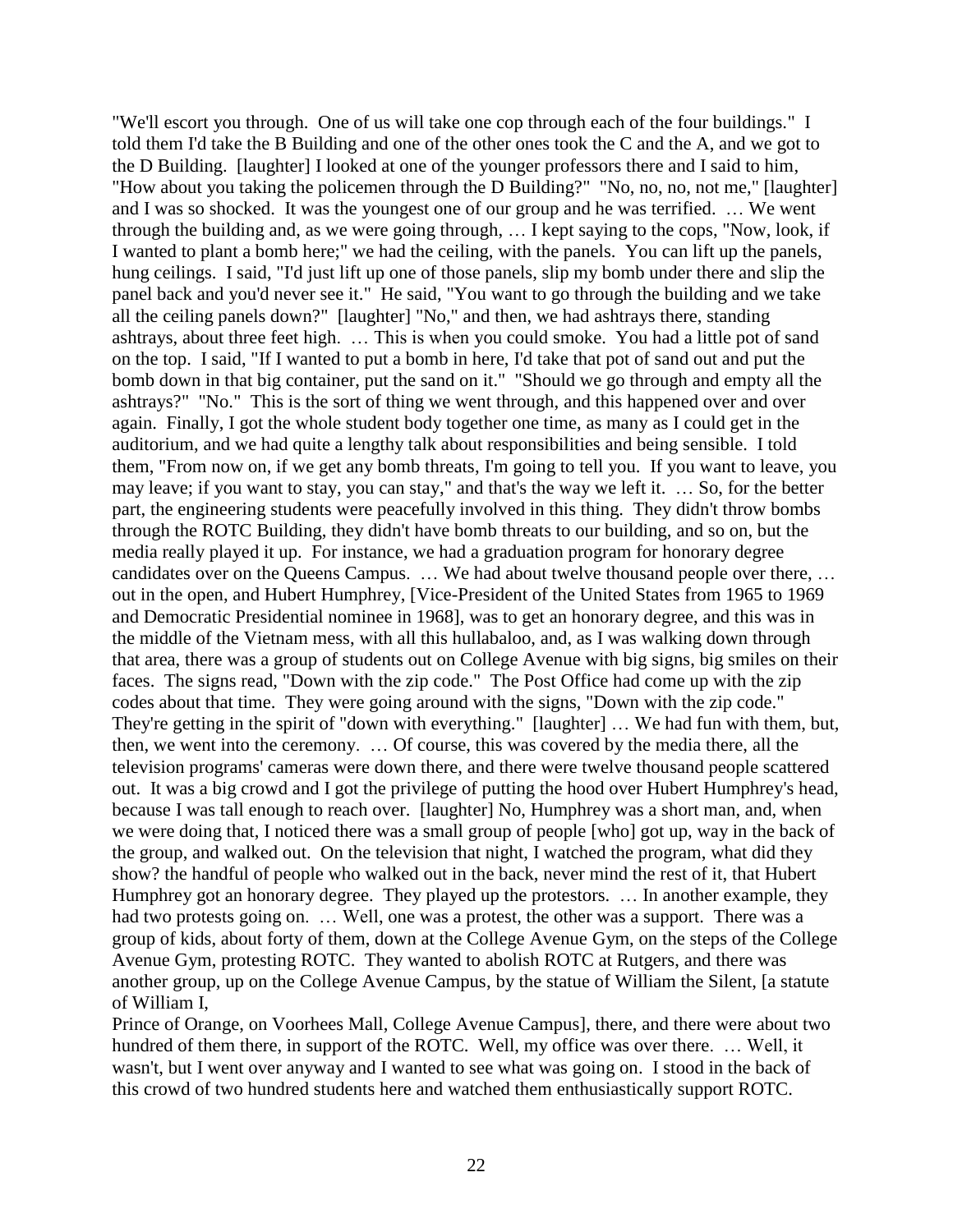"We'll escort you through. One of us will take one cop through each of the four buildings." I told them I'd take the B Building and one of the other ones took the C and the A, and we got to the D Building. [laughter] I looked at one of the younger professors there and I said to him, "How about you taking the policemen through the D Building?" "No, no, no, not me," [laughter] and I was so shocked. It was the youngest one of our group and he was terrified. … We went through the building and, as we were going through, … I kept saying to the cops, "Now, look, if I wanted to plant a bomb here;" we had the ceiling, with the panels. You can lift up the panels, hung ceilings. I said, "I'd just lift up one of those panels, slip my bomb under there and slip the panel back and you'd never see it." He said, "You want to go through the building and we take all the ceiling panels down?" [laughter] "No," and then, we had ashtrays there, standing ashtrays, about three feet high. … This is when you could smoke. You had a little pot of sand on the top. I said, "If I wanted to put a bomb in here, I'd take that pot of sand out and put the bomb down in that big container, put the sand on it." "Should we go through and empty all the ashtrays?" "No." This is the sort of thing we went through, and this happened over and over again. Finally, I got the whole student body together one time, as many as I could get in the auditorium, and we had quite a lengthy talk about responsibilities and being sensible. I told them, "From now on, if we get any bomb threats, I'm going to tell you. If you want to leave, you may leave; if you want to stay, you can stay," and that's the way we left it. … So, for the better part, the engineering students were peacefully involved in this thing. They didn't throw bombs through the ROTC Building, they didn't have bomb threats to our building, and so on, but the media really played it up. For instance, we had a graduation program for honorary degree candidates over on the Queens Campus. … We had about twelve thousand people over there, … out in the open, and Hubert Humphrey, [Vice-President of the United States from 1965 to 1969 and Democratic Presidential nominee in 1968], was to get an honorary degree, and this was in the middle of the Vietnam mess, with all this hullabaloo, and, as I was walking down through that area, there was a group of students out on College Avenue with big signs, big smiles on their faces. The signs read, "Down with the zip code." The Post Office had come up with the zip codes about that time. They were going around with the signs, "Down with the zip code." They're getting in the spirit of "down with everything." [laughter] … We had fun with them, but, then, we went into the ceremony. … Of course, this was covered by the media there, all the television programs' cameras were down there, and there were twelve thousand people scattered out. It was a big crowd and I got the privilege of putting the hood over Hubert Humphrey's head, because I was tall enough to reach over. [laughter] No, Humphrey was a short man, and, when we were doing that, I noticed there was a small group of people [who] got up, way in the back of the group, and walked out. On the television that night, I watched the program, what did they show? the handful of people who walked out in the back, never mind the rest of it, that Hubert Humphrey got an honorary degree. They played up the protestors. … In another example, they had two protests going on. … Well, one was a protest, the other was a support. There was a group of kids, about forty of them, down at the College Avenue Gym, on the steps of the College Avenue Gym, protesting ROTC. They wanted to abolish ROTC at Rutgers, and there was another group, up on the College Avenue Campus, by the statue of William the Silent, [a statute of William I, Prince of Orange, on Voorhees Mall, College Avenue Campus], there, and there were about two hundred of them there, in support of the ROTC. Well, my office was over there. … Well, it wasn't, but I went over anyway and I wanted to see what was going on. I stood in the back of this crowd of two hundred students here and watched them enthusiastically support ROTC.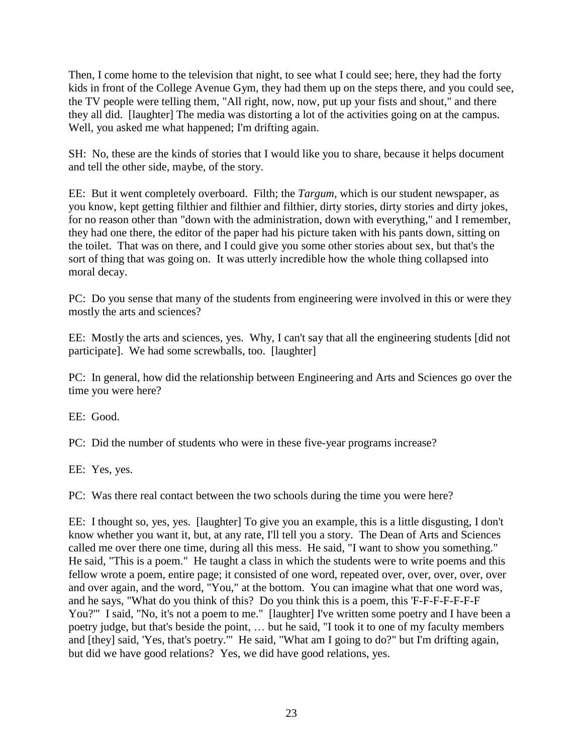Then, I come home to the television that night, to see what I could see; here, they had the forty kids in front of the College Avenue Gym, they had them up on the steps there, and you could see, the TV people were telling them, "All right, now, now, put up your fists and shout," and there they all did. [laughter] The media was distorting a lot of the activities going on at the campus. Well, you asked me what happened; I'm drifting again.

SH: No, these are the kinds of stories that I would like you to share, because it helps document and tell the other side, maybe, of the story.

EE: But it went completely overboard. Filth; the *Targum*, which is our student newspaper, as you know, kept getting filthier and filthier and filthier, dirty stories, dirty stories and dirty jokes, for no reason other than "down with the administration, down with everything," and I remember, they had one there, the editor of the paper had his picture taken with his pants down, sitting on the toilet. That was on there, and I could give you some other stories about sex, but that's the sort of thing that was going on. It was utterly incredible how the whole thing collapsed into moral decay.

PC: Do you sense that many of the students from engineering were involved in this or were they mostly the arts and sciences?

EE: Mostly the arts and sciences, yes. Why, I can't say that all the engineering students [did not participate]. We had some screwballs, too. [laughter]

PC: In general, how did the relationship between Engineering and Arts and Sciences go over the time you were here?

EE: Good.

PC: Did the number of students who were in these five-year programs increase?

EE: Yes, yes.

PC: Was there real contact between the two schools during the time you were here?

EE: I thought so, yes, yes. [laughter] To give you an example, this is a little disgusting, I don't know whether you want it, but, at any rate, I'll tell you a story. The Dean of Arts and Sciences called me over there one time, during all this mess. He said, "I want to show you something." He said, "This is a poem." He taught a class in which the students were to write poems and this fellow wrote a poem, entire page; it consisted of one word, repeated over, over, over, over, over and over again, and the word, "You," at the bottom. You can imagine what that one word was, and he says, "What do you think of this? Do you think this is a poem, this 'F-F-F-F-F-F-F You?'" I said, "No, it's not a poem to me." [laughter] I've written some poetry and I have been a poetry judge, but that's beside the point, … but he said, "I took it to one of my faculty members and [they] said, 'Yes, that's poetry.'" He said, "What am I going to do?" but I'm drifting again, but did we have good relations? Yes, we did have good relations, yes.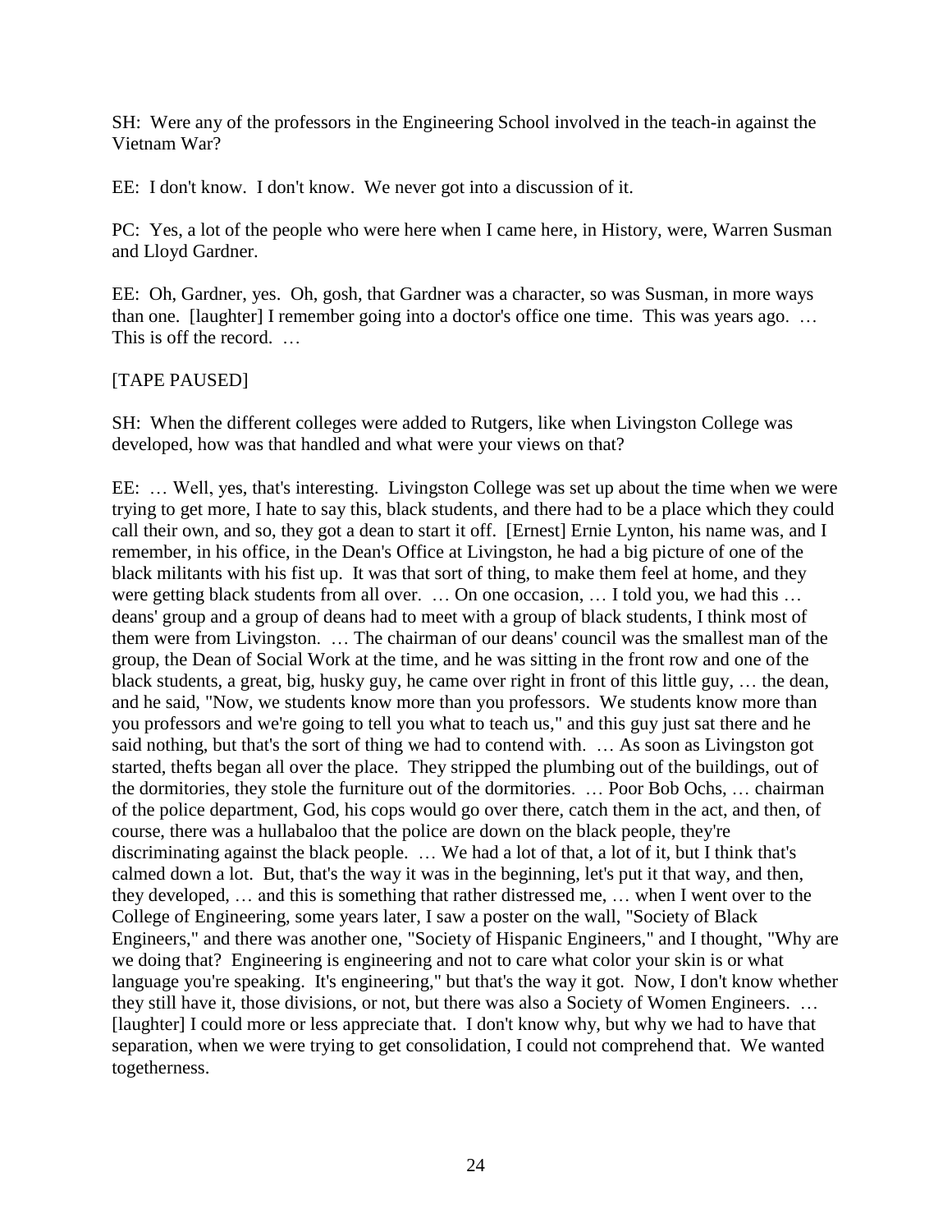SH: Were any of the professors in the Engineering School involved in the teach-in against the Vietnam War?

EE: I don't know. I don't know. We never got into a discussion of it.

PC: Yes, a lot of the people who were here when I came here, in History, were, Warren Susman and Lloyd Gardner.

EE: Oh, Gardner, yes. Oh, gosh, that Gardner was a character, so was Susman, in more ways than one. [laughter] I remember going into a doctor's office one time. This was years ago. … This is off the record. …

[TAPE PAUSED]

SH: When the different colleges were added to Rutgers, like when Livingston College was developed, how was that handled and what were your views on that?

EE: … Well, yes, that's interesting. Livingston College was set up about the time when we were trying to get more, I hate to say this, black students, and there had to be a place which they could call their own, and so, they got a dean to start it off. [Ernest] Ernie Lynton, his name was, and I remember, in his office, in the Dean's Office at Livingston, he had a big picture of one of the black militants with his fist up. It was that sort of thing, to make them feel at home, and they were getting black students from all over. … On one occasion, … I told you, we had this … deans' group and a group of deans had to meet with a group of black students, I think most of them were from Livingston. … The chairman of our deans' council was the smallest man of the group, the Dean of Social Work at the time, and he was sitting in the front row and one of the black students, a great, big, husky guy, he came over right in front of this little guy, … the dean, and he said, "Now, we students know more than you professors. We students know more than you professors and we're going to tell you what to teach us," and this guy just sat there and he said nothing, but that's the sort of thing we had to contend with. … As soon as Livingston got started, thefts began all over the place. They stripped the plumbing out of the buildings, out of the dormitories, they stole the furniture out of the dormitories. … Poor Bob Ochs, … chairman of the police department, God, his cops would go over there, catch them in the act, and then, of course, there was a hullabaloo that the police are down on the black people, they're discriminating against the black people. … We had a lot of that, a lot of it, but I think that's calmed down a lot. But, that's the way it was in the beginning, let's put it that way, and then, they developed, … and this is something that rather distressed me, … when I went over to the College of Engineering, some years later, I saw a poster on the wall, "Society of Black Engineers," and there was another one, "Society of Hispanic Engineers," and I thought, "Why are we doing that? Engineering is engineering and not to care what color your skin is or what language you're speaking. It's engineering," but that's the way it got. Now, I don't know whether they still have it, those divisions, or not, but there was also a Society of Women Engineers. … [laughter] I could more or less appreciate that. I don't know why, but why we had to have that separation, when we were trying to get consolidation, I could not comprehend that. We wanted togetherness.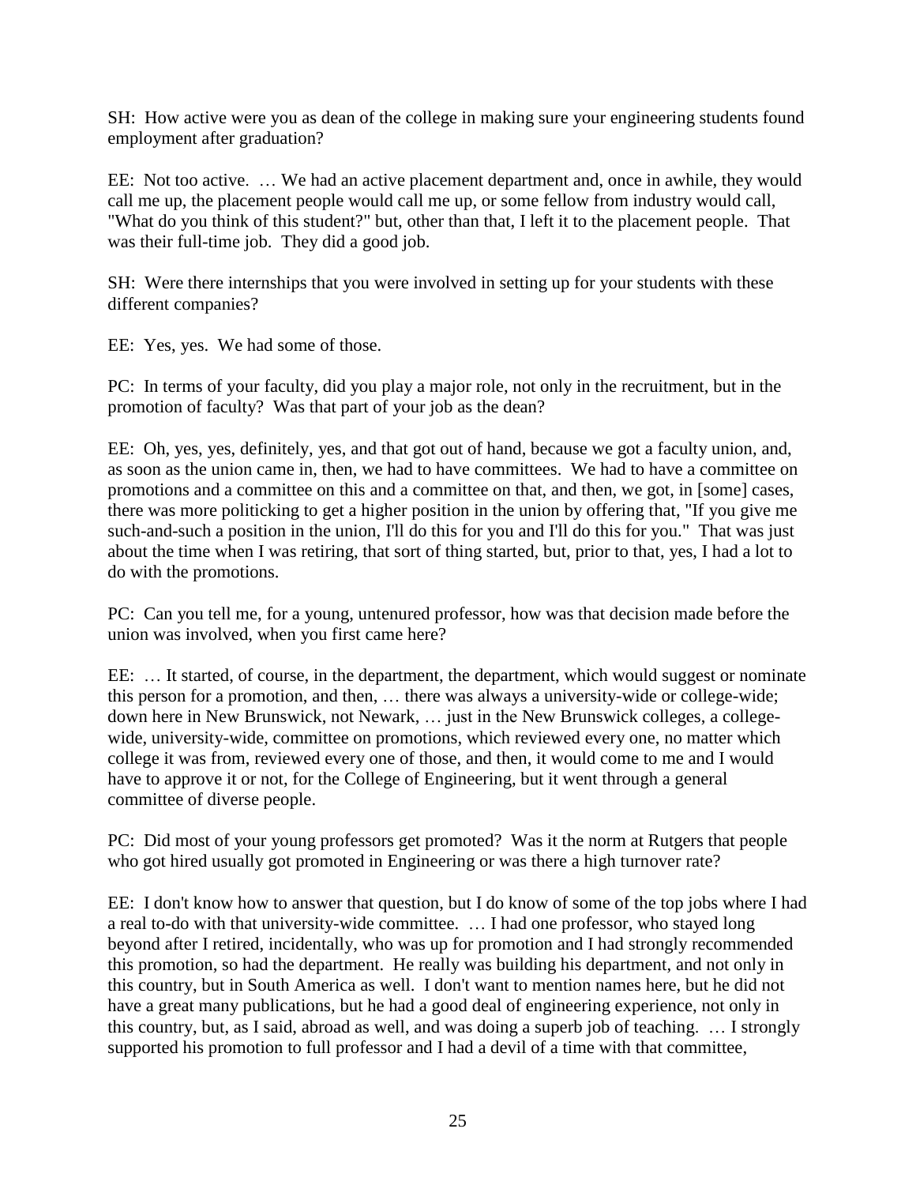SH: How active were you as dean of the college in making sure your engineering students found employment after graduation?

EE: Not too active. … We had an active placement department and, once in awhile, they would call me up, the placement people would call me up, or some fellow from industry would call, "What do you think of this student?" but, other than that, I left it to the placement people. That was their full-time job. They did a good job.

SH: Were there internships that you were involved in setting up for your students with these different companies?

EE: Yes, yes. We had some of those.

PC: In terms of your faculty, did you play a major role, not only in the recruitment, but in the promotion of faculty? Was that part of your job as the dean?

EE: Oh, yes, yes, definitely, yes, and that got out of hand, because we got a faculty union, and, as soon as the union came in, then, we had to have committees. We had to have a committee on promotions and a committee on this and a committee on that, and then, we got, in [some] cases, there was more politicking to get a higher position in the union by offering that, "If you give me such-and-such a position in the union, I'll do this for you and I'll do this for you." That was just about the time when I was retiring, that sort of thing started, but, prior to that, yes, I had a lot to do with the promotions.

PC: Can you tell me, for a young, untenured professor, how was that decision made before the union was involved, when you first came here?

EE: … It started, of course, in the department, the department, which would suggest or nominate this person for a promotion, and then, … there was always a university-wide or college-wide; down here in New Brunswick, not Newark, … just in the New Brunswick colleges, a college-wide, university-wide, committee on promotions, which reviewed every one, no matter which college it was from, reviewed every one of those, and then, it would come to me and I would have to approve it or not, for the College of Engineering, but it went through a general committee of diverse people.

PC: Did most of your young professors get promoted? Was it the norm at Rutgers that people who got hired usually got promoted in Engineering or was there a high turnover rate?

EE: I don't know how to answer that question, but I do know of some of the top jobs where I had a real to-do with that university-wide committee. … I had one professor, who stayed long beyond after I retired, incidentally, who was up for promotion and I had strongly recommended this promotion, so had the department. He really was building his department, and not only in this country, but in South America as well. I don't want to mention names here, but he did not have a great many publications, but he had a good deal of engineering experience, not only in this country, but, as I said, abroad as well, and was doing a superb job of teaching. … I strongly supported his promotion to full professor and I had a devil of a time with that committee,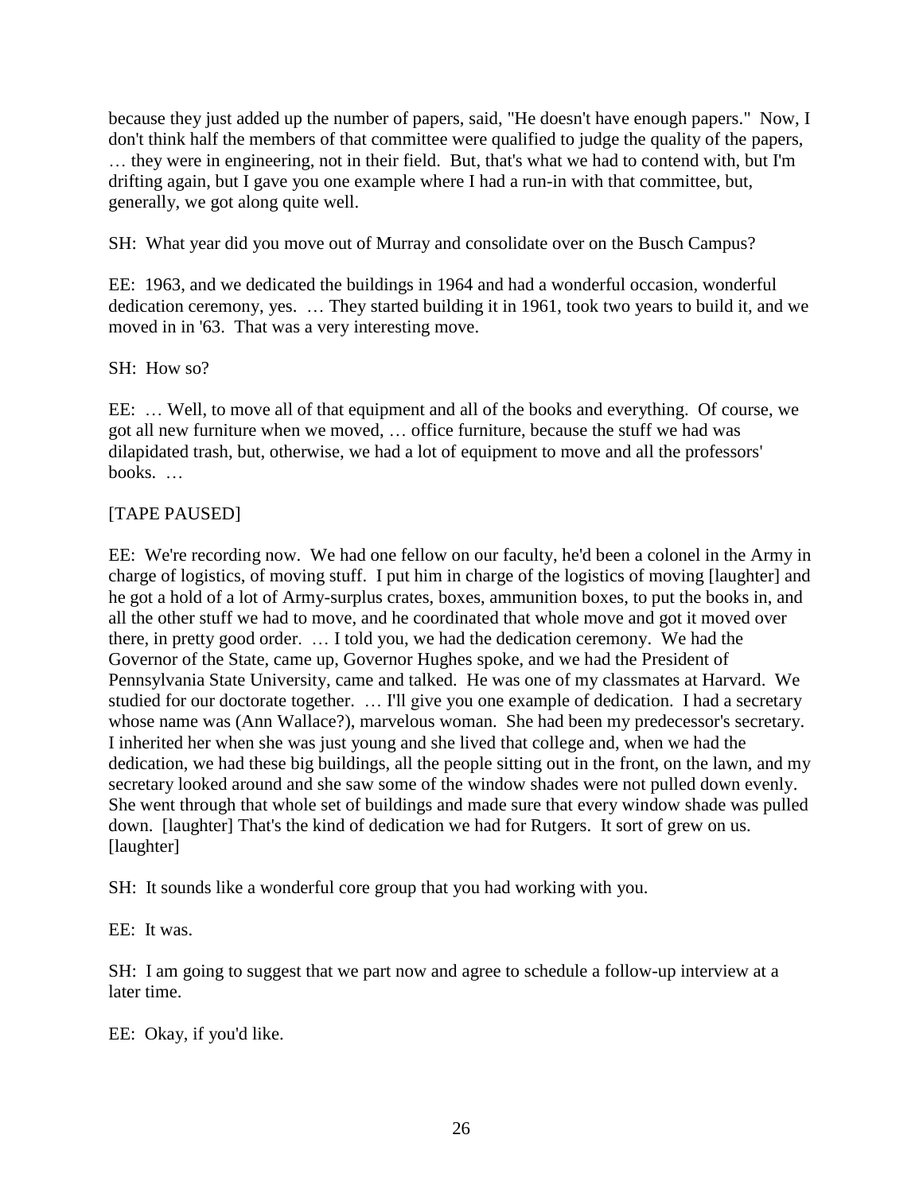because they just added up the number of papers, said, "He doesn't have enough papers." Now, I don't think half the members of that committee were qualified to judge the quality of the papers, … they were in engineering, not in their field. But, that's what we had to contend with, but I'm drifting again, but I gave you one example where I had a run-in with that committee, but, generally, we got along quite well.

SH: What year did you move out of Murray and consolidate over on the Busch Campus?

EE: 1963, and we dedicated the buildings in 1964 and had a wonderful occasion, wonderful dedication ceremony, yes. … They started building it in 1961, took two years to build it, and we moved in in '63. That was a very interesting move.

SH: How so?

EE: … Well, to move all of that equipment and all of the books and everything. Of course, we got all new furniture when we moved, … office furniture, because the stuff we had was dilapidated trash, but, otherwise, we had a lot of equipment to move and all the professors' books. …

[TAPE PAUSED]

EE: We're recording now. We had one fellow on our faculty, he'd been a colonel in the Army in charge of logistics, of moving stuff. I put him in charge of the logistics of moving [laughter] and he got a hold of a lot of Army-surplus crates, boxes, ammunition boxes, to put the books in, and all the other stuff we had to move, and he coordinated that whole move and got it moved over there, in pretty good order. … I told you, we had the dedication ceremony. We had the Governor of the State, came up, Governor Hughes spoke, and we had the President of Pennsylvania State University, came and talked. He was one of my classmates at Harvard. We studied for our doctorate together. … I'll give you one example of dedication. I had a secretary whose name was (Ann Wallace?), marvelous woman. She had been my predecessor's secretary. I inherited her when she was just young and she lived that college and, when we had the dedication, we had these big buildings, all the people sitting out in the front, on the lawn, and my secretary looked around and she saw some of the window shades were not pulled down evenly. She went through that whole set of buildings and made sure that every window shade was pulled down. [laughter] That's the kind of dedication we had for Rutgers. It sort of grew on us. [laughter]

SH: It sounds like a wonderful core group that you had working with you.

EE: It was.

SH: I am going to suggest that we part now and agree to schedule a follow-up interview at a later time.

EE: Okay, if you'd like.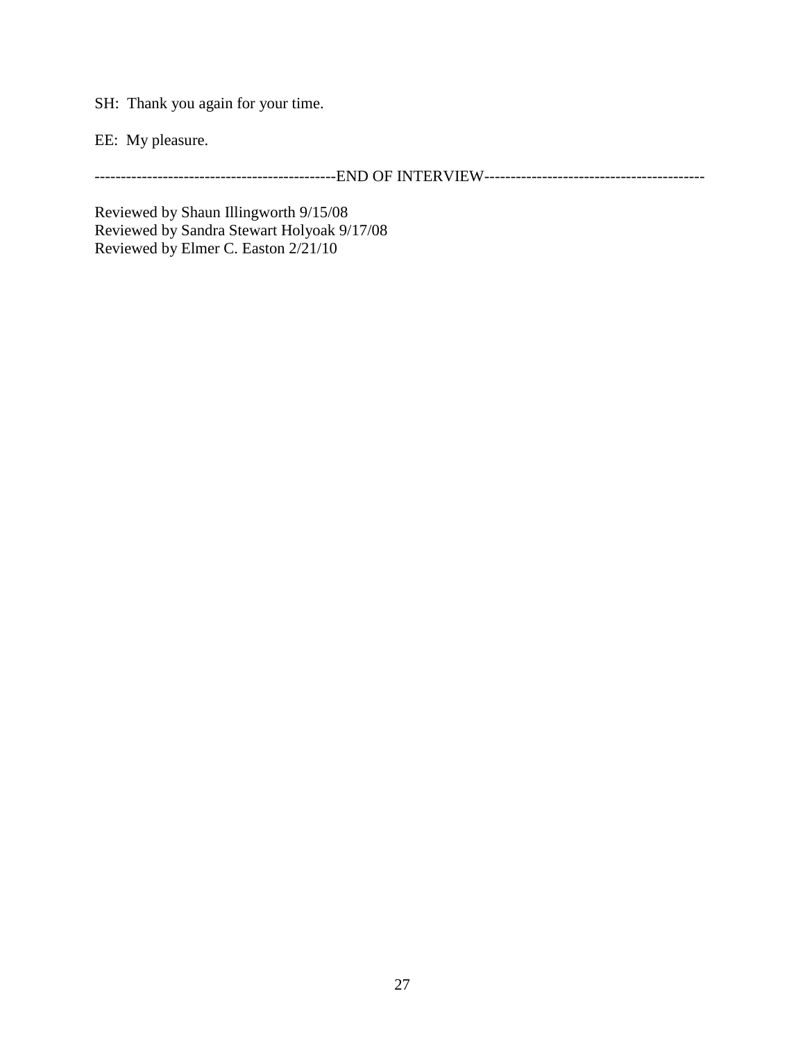SH: Thank you again for your time.

EE: My pleasure.

---------------------------------------------END OF INTERVIEW------------------------------------------

Reviewed by Shaun Illingworth 9/15/08
Reviewed by Sandra Stewart Holyoak 9/17/08
Reviewed by Elmer C. Easton 2/21/10